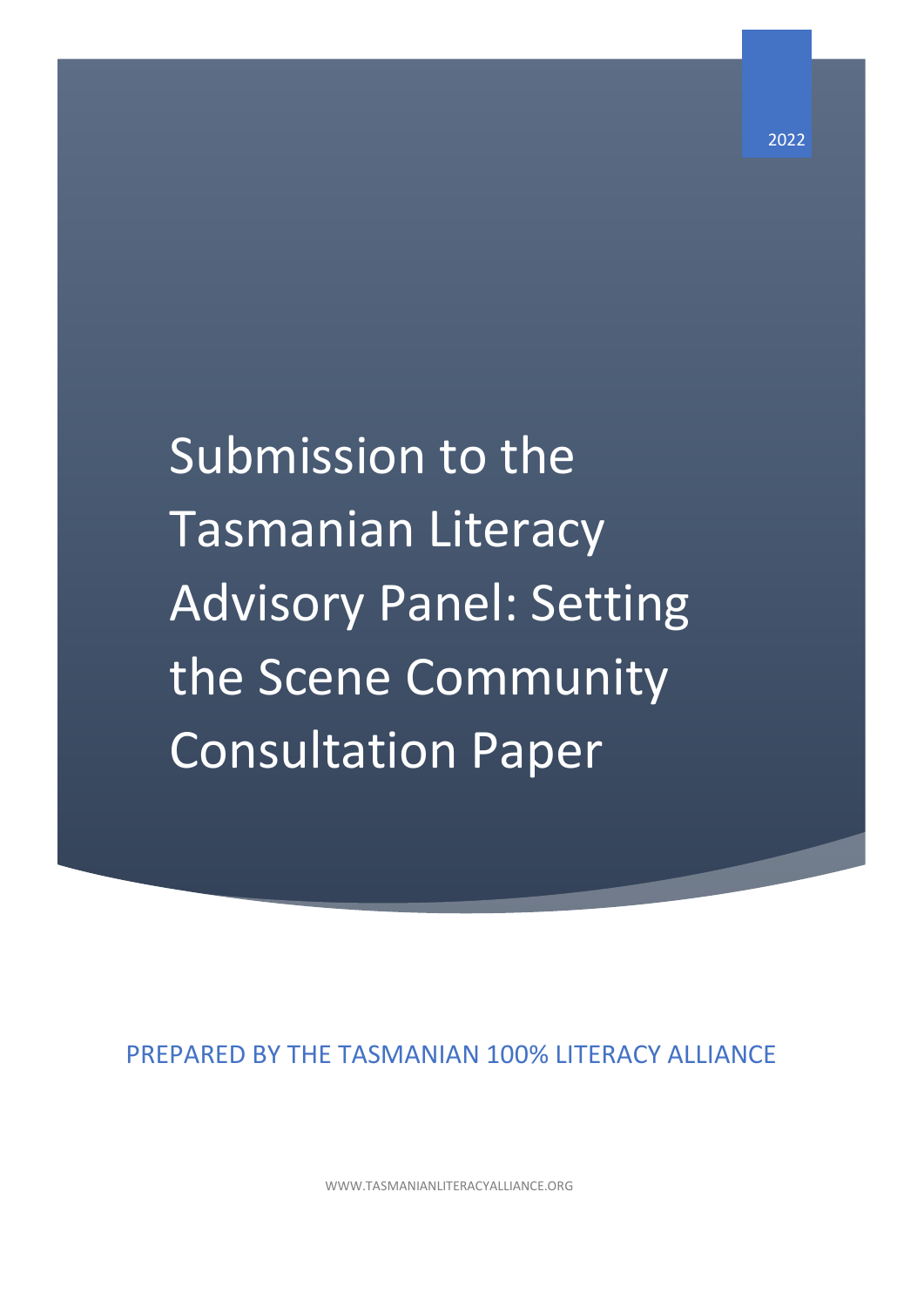2022

# Submission to the Tasmanian Literacy Advisory Panel: Setting the Scene Community Consultation Paper

PREPARED BY THE TASMANIAN 100% LITERACY ALLIANCE

WWW.TASMANIANLITERACYALLIANCE.ORG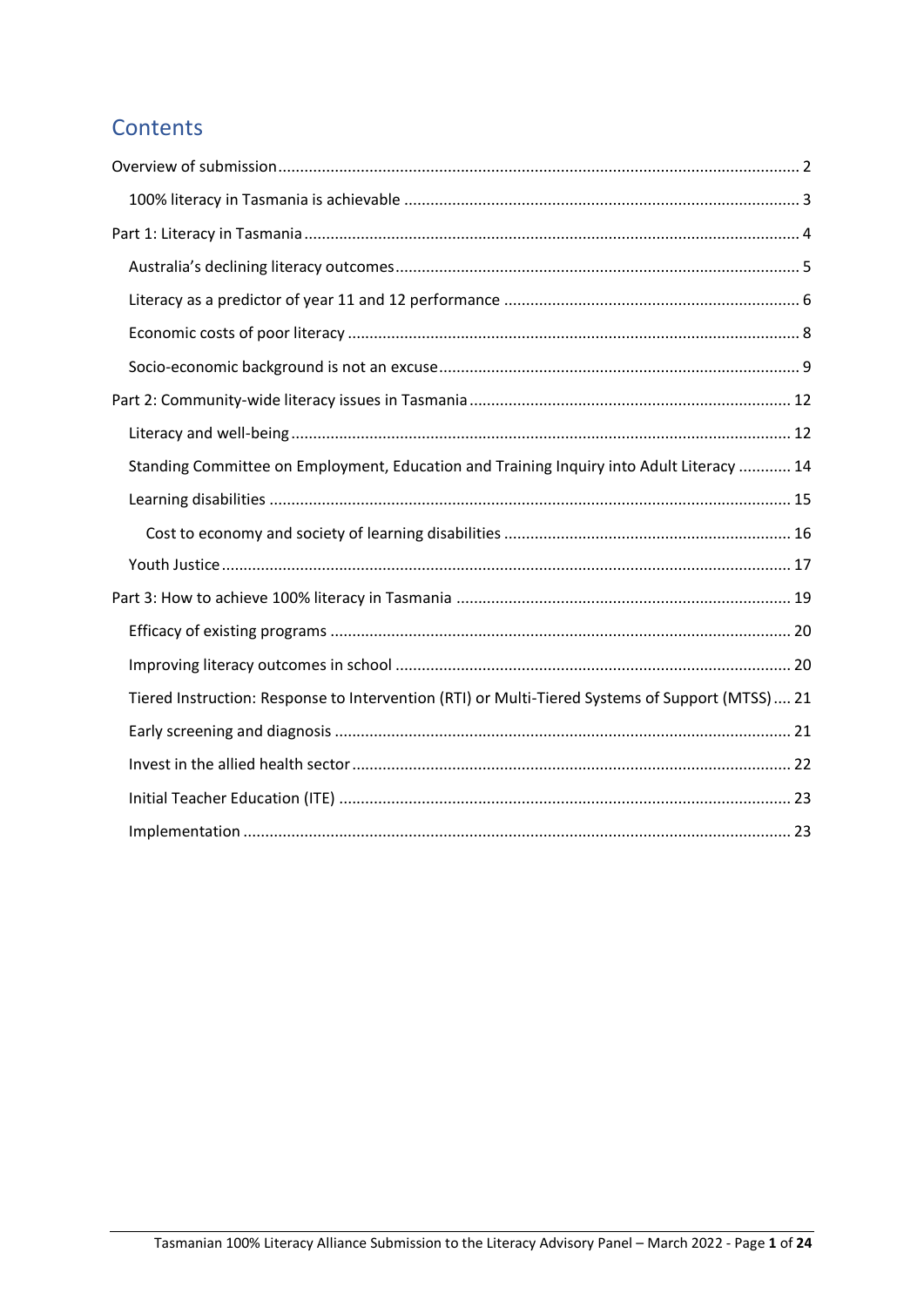# Contents

Overview of submission ........................................................................................................................ 2

- 100% literacy in Tasmania is achievable .......................................................................................... 3

Part 1: Literacy in Tasmania .................................................................................................................. 4

- Australia's declining literacy outcomes ............................................................................................ 5
- Literacy as a predictor of year 11 and 12 performance ................................................................... 6
- Economic costs of poor literacy ....................................................................................................... 8
- Socio-economic background is not an excuse .................................................................................. 9

Part 2: Community-wide literacy issues in Tasmania ......................................................................... 12

- Literacy and well-being .................................................................................................................. 12
- Standing Committee on Employment, Education and Training Inquiry into Adult Literacy ............ 14
- Learning disabilities ....................................................................................................................... 15
  - Cost to economy and society of learning disabilities .................................................................. 16
- Youth Justice .................................................................................................................................. 17

Part 3: How to achieve 100% literacy in Tasmania ............................................................................. 19

- Efficacy of existing programs .......................................................................................................... 20
- Improving literacy outcomes in school ........................................................................................... 20
- Tiered Instruction: Response to Intervention (RTI) or Multi-Tiered Systems of Support (MTSS) .... 21
- Early screening and diagnosis ........................................................................................................ 21
- Invest in the allied health sector ..................................................................................................... 22
- Initial Teacher Education (ITE) ....................................................................................................... 23
- Implementation ............................................................................................................................. 23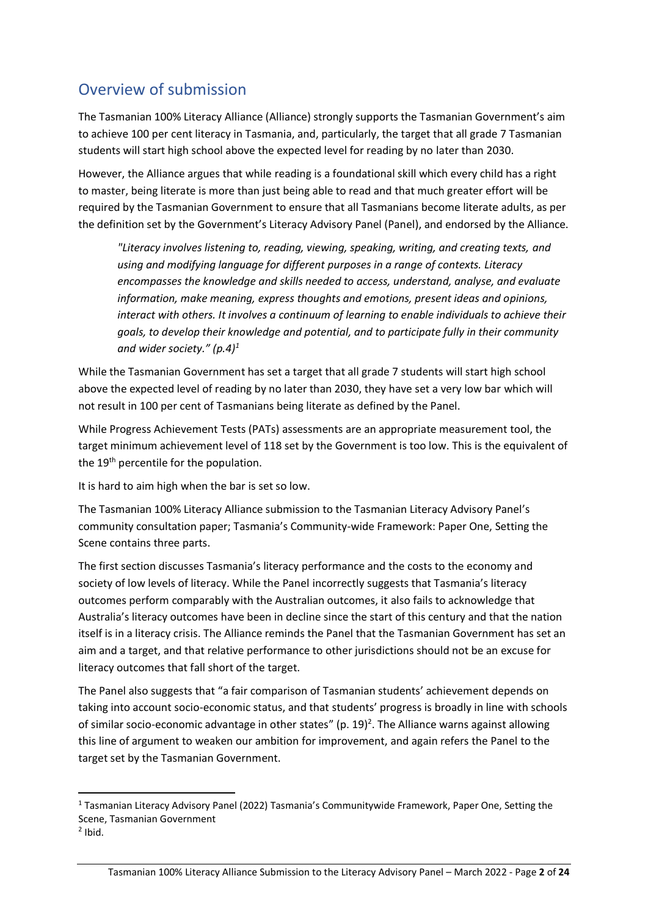## Overview of submission

The Tasmanian 100% Literacy Alliance (Alliance) strongly supports the Tasmanian Government's aim to achieve 100 per cent literacy in Tasmania, and, particularly, the target that all grade 7 Tasmanian students will start high school above the expected level for reading by no later than 2030.

However, the Alliance argues that while reading is a foundational skill which every child has a right to master, being literate is more than just being able to read and that much greater effort will be required by the Tasmanian Government to ensure that all Tasmanians become literate adults, as per the definition set by the Government's Literacy Advisory Panel (Panel), and endorsed by the Alliance.

> *"Literacy involves listening to, reading, viewing, speaking, writing, and creating texts, and using and modifying language for different purposes in a range of contexts. Literacy encompasses the knowledge and skills needed to access, understand, analyse, and evaluate information, make meaning, express thoughts and emotions, present ideas and opinions, interact with others. It involves a continuum of learning to enable individuals to achieve their goals, to develop their knowledge and potential, and to participate fully in their community and wider society." (p.4)*[1]

While the Tasmanian Government has set a target that all grade 7 students will start high school above the expected level of reading by no later than 2030, they have set a very low bar which will not result in 100 per cent of Tasmanians being literate as defined by the Panel.

While Progress Achievement Tests (PATs) assessments are an appropriate measurement tool, the target minimum achievement level of 118 set by the Government is too low. This is the equivalent of the 19th percentile for the population.

It is hard to aim high when the bar is set so low.

The Tasmanian 100% Literacy Alliance submission to the Tasmanian Literacy Advisory Panel's community consultation paper; Tasmania's Community-wide Framework: Paper One, Setting the Scene contains three parts.

The first section discusses Tasmania's literacy performance and the costs to the economy and society of low levels of literacy. While the Panel incorrectly suggests that Tasmania's literacy outcomes perform comparably with the Australian outcomes, it also fails to acknowledge that Australia's literacy outcomes have been in decline since the start of this century and that the nation itself is in a literacy crisis. The Alliance reminds the Panel that the Tasmanian Government has set an aim and a target, and that relative performance to other jurisdictions should not be an excuse for literacy outcomes that fall short of the target.

The Panel also suggests that "a fair comparison of Tasmanian students' achievement depends on taking into account socio-economic status, and that students' progress is broadly in line with schools of similar socio-economic advantage in other states" (p. 19)[2]. The Alliance warns against allowing this line of argument to weaken our ambition for improvement, and again refers the Panel to the target set by the Tasmanian Government.

---

[1] Tasmanian Literacy Advisory Panel (2022) Tasmania's Communitywide Framework, Paper One, Setting the Scene, Tasmanian Government

[2] Ibid.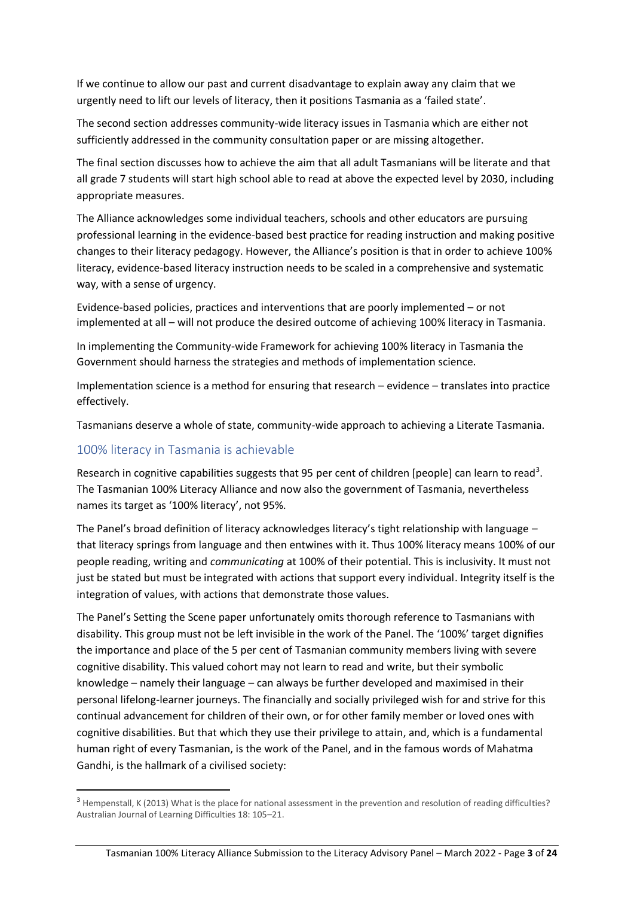If we continue to allow our past and current disadvantage to explain away any claim that we urgently need to lift our levels of literacy, then it positions Tasmania as a 'failed state'.

The second section addresses community-wide literacy issues in Tasmania which are either not sufficiently addressed in the community consultation paper or are missing altogether.

The final section discusses how to achieve the aim that all adult Tasmanians will be literate and that all grade 7 students will start high school able to read at above the expected level by 2030, including appropriate measures.

The Alliance acknowledges some individual teachers, schools and other educators are pursuing professional learning in the evidence-based best practice for reading instruction and making positive changes to their literacy pedagogy. However, the Alliance's position is that in order to achieve 100% literacy, evidence-based literacy instruction needs to be scaled in a comprehensive and systematic way, with a sense of urgency.

Evidence-based policies, practices and interventions that are poorly implemented – or not implemented at all – will not produce the desired outcome of achieving 100% literacy in Tasmania.

In implementing the Community-wide Framework for achieving 100% literacy in Tasmania the Government should harness the strategies and methods of implementation science.

Implementation science is a method for ensuring that research – evidence – translates into practice effectively.

Tasmanians deserve a whole of state, community-wide approach to achieving a Literate Tasmania.

## 100% literacy in Tasmania is achievable

Research in cognitive capabilities suggests that 95 per cent of children [people] can learn to read[3]. The Tasmanian 100% Literacy Alliance and now also the government of Tasmania, nevertheless names its target as '100% literacy', not 95%.

The Panel's broad definition of literacy acknowledges literacy's tight relationship with language – that literacy springs from language and then entwines with it. Thus 100% literacy means 100% of our people reading, writing and *communicating* at 100% of their potential. This is inclusivity. It must not just be stated but must be integrated with actions that support every individual. Integrity itself is the integration of values, with actions that demonstrate those values.

The Panel's Setting the Scene paper unfortunately omits thorough reference to Tasmanians with disability. This group must not be left invisible in the work of the Panel. The '100%' target dignifies the importance and place of the 5 per cent of Tasmanian community members living with severe cognitive disability. This valued cohort may not learn to read and write, but their symbolic knowledge – namely their language – can always be further developed and maximised in their personal lifelong-learner journeys. The financially and socially privileged wish for and strive for this continual advancement for children of their own, or for other family member or loved ones with cognitive disabilities. But that which they use their privilege to attain, and, which is a fundamental human right of every Tasmanian, is the work of the Panel, and in the famous words of Mahatma Gandhi, is the hallmark of a civilised society:

[3] Hempenstall, K (2013) What is the place for national assessment in the prevention and resolution of reading difficulties? Australian Journal of Learning Difficulties 18: 105–21.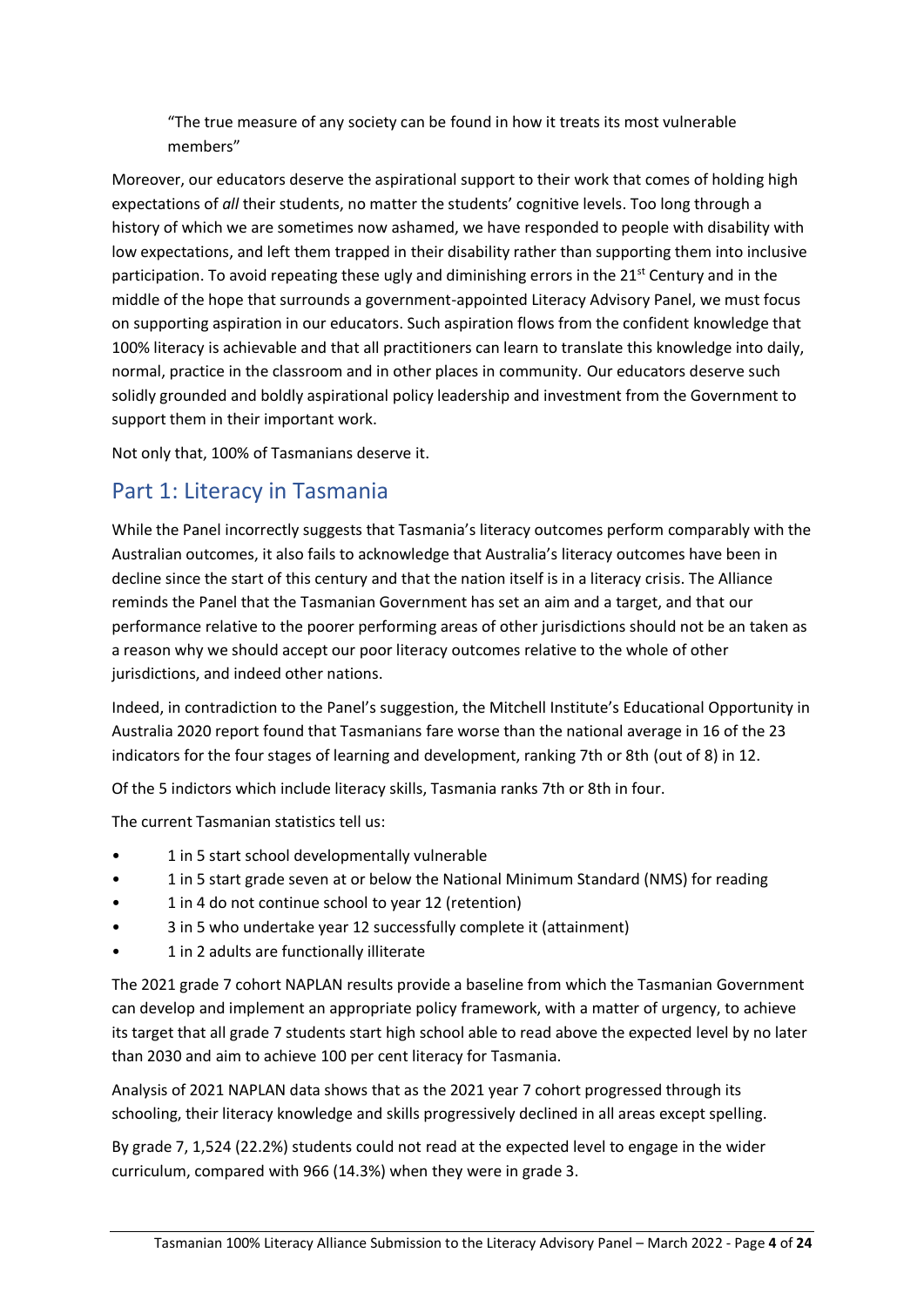> "The true measure of any society can be found in how it treats its most vulnerable members"

Moreover, our educators deserve the aspirational support to their work that comes of holding high expectations of *all* their students, no matter the students' cognitive levels. Too long through a history of which we are sometimes now ashamed, we have responded to people with disability with low expectations, and left them trapped in their disability rather than supporting them into inclusive participation. To avoid repeating these ugly and diminishing errors in the 21st Century and in the middle of the hope that surrounds a government-appointed Literacy Advisory Panel, we must focus on supporting aspiration in our educators. Such aspiration flows from the confident knowledge that 100% literacy is achievable and that all practitioners can learn to translate this knowledge into daily, normal, practice in the classroom and in other places in community. Our educators deserve such solidly grounded and boldly aspirational policy leadership and investment from the Government to support them in their important work.

Not only that, 100% of Tasmanians deserve it.

## Part 1: Literacy in Tasmania

While the Panel incorrectly suggests that Tasmania's literacy outcomes perform comparably with the Australian outcomes, it also fails to acknowledge that Australia's literacy outcomes have been in decline since the start of this century and that the nation itself is in a literacy crisis. The Alliance reminds the Panel that the Tasmanian Government has set an aim and a target, and that our performance relative to the poorer performing areas of other jurisdictions should not be an taken as a reason why we should accept our poor literacy outcomes relative to the whole of other jurisdictions, and indeed other nations.

Indeed, in contradiction to the Panel's suggestion, the Mitchell Institute's Educational Opportunity in Australia 2020 report found that Tasmanians fare worse than the national average in 16 of the 23 indicators for the four stages of learning and development, ranking 7th or 8th (out of 8) in 12.

Of the 5 indictors which include literacy skills, Tasmania ranks 7th or 8th in four.

The current Tasmanian statistics tell us:

- 1 in 5 start school developmentally vulnerable
- 1 in 5 start grade seven at or below the National Minimum Standard (NMS) for reading
- 1 in 4 do not continue school to year 12 (retention)
- 3 in 5 who undertake year 12 successfully complete it (attainment)
- 1 in 2 adults are functionally illiterate

The 2021 grade 7 cohort NAPLAN results provide a baseline from which the Tasmanian Government can develop and implement an appropriate policy framework, with a matter of urgency, to achieve its target that all grade 7 students start high school able to read above the expected level by no later than 2030 and aim to achieve 100 per cent literacy for Tasmania.

Analysis of 2021 NAPLAN data shows that as the 2021 year 7 cohort progressed through its schooling, their literacy knowledge and skills progressively declined in all areas except spelling.

By grade 7, 1,524 (22.2%) students could not read at the expected level to engage in the wider curriculum, compared with 966 (14.3%) when they were in grade 3.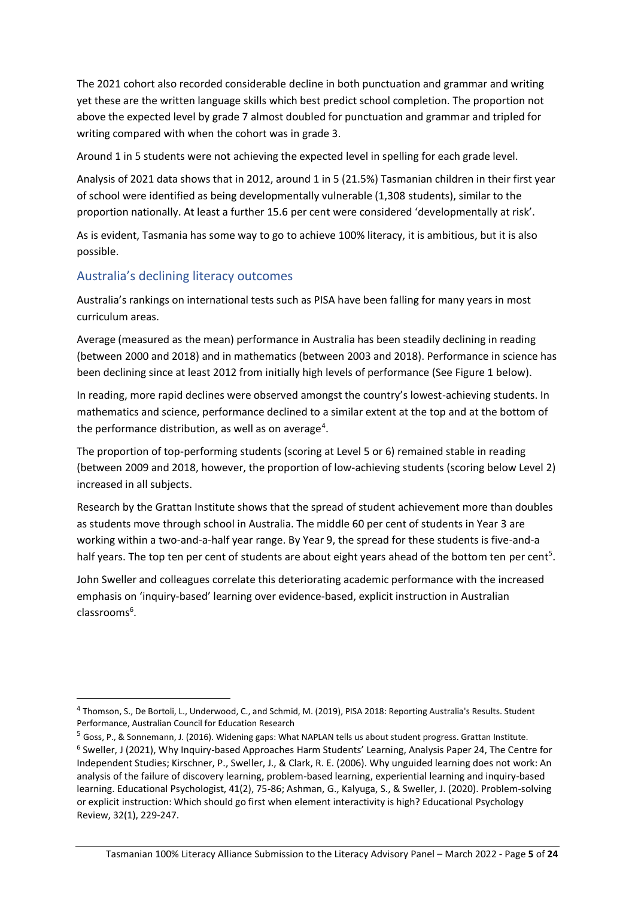The 2021 cohort also recorded considerable decline in both punctuation and grammar and writing yet these are the written language skills which best predict school completion. The proportion not above the expected level by grade 7 almost doubled for punctuation and grammar and tripled for writing compared with when the cohort was in grade 3.

Around 1 in 5 students were not achieving the expected level in spelling for each grade level.

Analysis of 2021 data shows that in 2012, around 1 in 5 (21.5%) Tasmanian children in their first year of school were identified as being developmentally vulnerable (1,308 students), similar to the proportion nationally. At least a further 15.6 per cent were considered 'developmentally at risk'.

As is evident, Tasmania has some way to go to achieve 100% literacy, it is ambitious, but it is also possible.

## Australia's declining literacy outcomes

Australia's rankings on international tests such as PISA have been falling for many years in most curriculum areas.

Average (measured as the mean) performance in Australia has been steadily declining in reading (between 2000 and 2018) and in mathematics (between 2003 and 2018). Performance in science has been declining since at least 2012 from initially high levels of performance (See Figure 1 below).

In reading, more rapid declines were observed amongst the country's lowest-achieving students. In mathematics and science, performance declined to a similar extent at the top and at the bottom of the performance distribution, as well as on average[4].

The proportion of top-performing students (scoring at Level 5 or 6) remained stable in reading (between 2009 and 2018, however, the proportion of low-achieving students (scoring below Level 2) increased in all subjects.

Research by the Grattan Institute shows that the spread of student achievement more than doubles as students move through school in Australia. The middle 60 per cent of students in Year 3 are working within a two-and-a-half year range. By Year 9, the spread for these students is five-and-a half years. The top ten per cent of students are about eight years ahead of the bottom ten per cent[5].

John Sweller and colleagues correlate this deteriorating academic performance with the increased emphasis on 'inquiry-based' learning over evidence-based, explicit instruction in Australian classrooms[6].

---

[4] Thomson, S., De Bortoli, L., Underwood, C., and Schmid, M. (2019), PISA 2018: Reporting Australia's Results. Student Performance, Australian Council for Education Research

[5] Goss, P., & Sonnemann, J. (2016). Widening gaps: What NAPLAN tells us about student progress. Grattan Institute.

[6] Sweller, J (2021), Why Inquiry-based Approaches Harm Students' Learning, Analysis Paper 24, The Centre for Independent Studies; Kirschner, P., Sweller, J., & Clark, R. E. (2006). Why unguided learning does not work: An analysis of the failure of discovery learning, problem-based learning, experiential learning and inquiry-based learning. Educational Psychologist, 41(2), 75-86; Ashman, G., Kalyuga, S., & Sweller, J. (2020). Problem-solving or explicit instruction: Which should go first when element interactivity is high? Educational Psychology Review, 32(1), 229-247.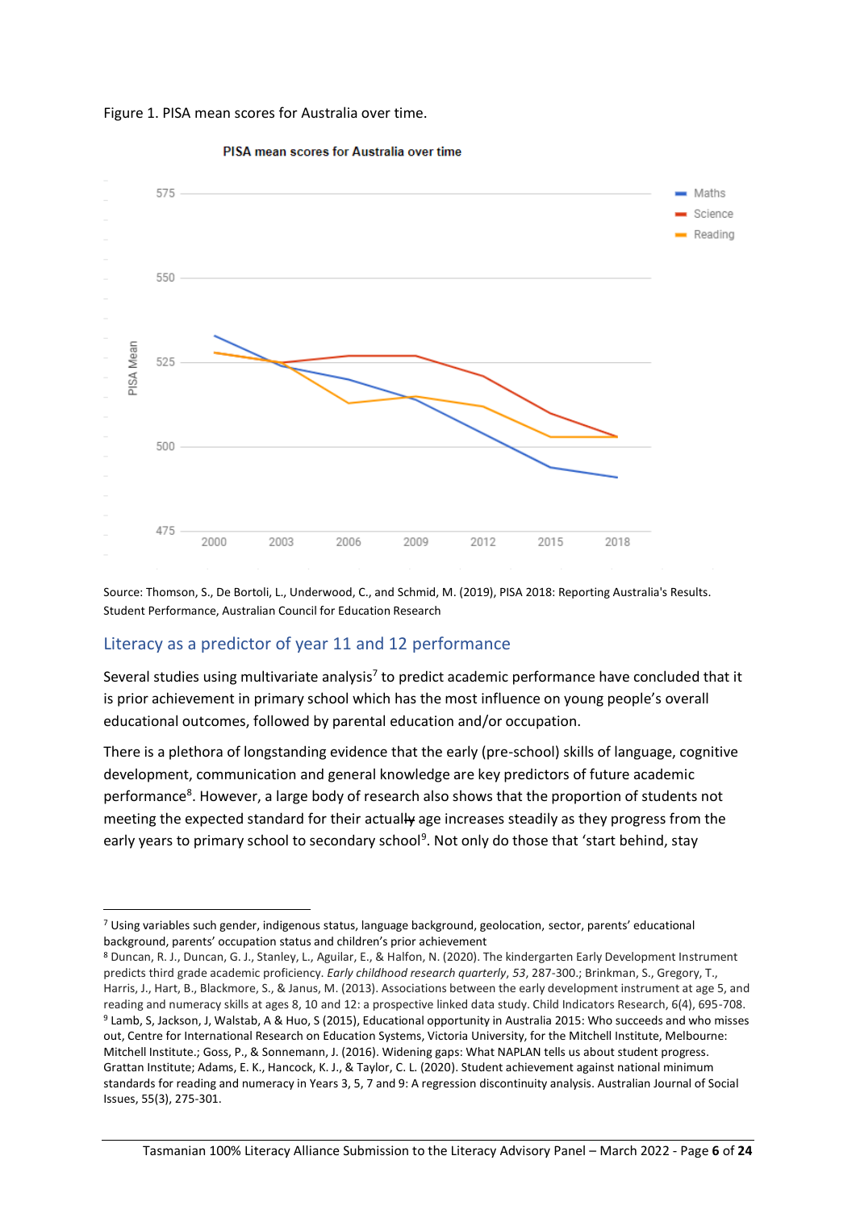Figure 1. PISA mean scores for Australia over time.

Source: Thomson, S., De Bortoli, L., Underwood, C., and Schmid, M. (2019), PISA 2018: Reporting Australia's Results. Student Performance, Australian Council for Education Research

## Literacy as a predictor of year 11 and 12 performance

Several studies using multivariate analysis[7] to predict academic performance have concluded that it is prior achievement in primary school which has the most influence on young people's overall educational outcomes, followed by parental education and/or occupation.

There is a plethora of longstanding evidence that the early (pre-school) skills of language, cognitive development, communication and general knowledge are key predictors of future academic performance[8]. However, a large body of research also shows that the proportion of students not meeting the expected standard for their actually age increases steadily as they progress from the early years to primary school to secondary school[9]. Not only do those that 'start behind, stay

---

[7] Using variables such gender, indigenous status, language background, geolocation, sector, parents' educational background, parents' occupation status and children's prior achievement

[8] Duncan, R. J., Duncan, G. J., Stanley, L., Aguilar, E., & Halfon, N. (2020). The kindergarten Early Development Instrument predicts third grade academic proficiency. *Early childhood research quarterly*, *53*, 287-300.; Brinkman, S., Gregory, T., Harris, J., Hart, B., Blackmore, S., & Janus, M. (2013). Associations between the early development instrument at age 5, and reading and numeracy skills at ages 8, 10 and 12: a prospective linked data study. Child Indicators Research, 6(4), 695-708.

[9] Lamb, S, Jackson, J, Walstab, A & Huo, S (2015), Educational opportunity in Australia 2015: Who succeeds and who misses out, Centre for International Research on Education Systems, Victoria University, for the Mitchell Institute, Melbourne: Mitchell Institute.; Goss, P., & Sonnemann, J. (2016). Widening gaps: What NAPLAN tells us about student progress. Grattan Institute; Adams, E. K., Hancock, K. J., & Taylor, C. L. (2020). Student achievement against national minimum standards for reading and numeracy in Years 3, 5, 7 and 9: A regression discontinuity analysis. Australian Journal of Social Issues, 55(3), 275-301.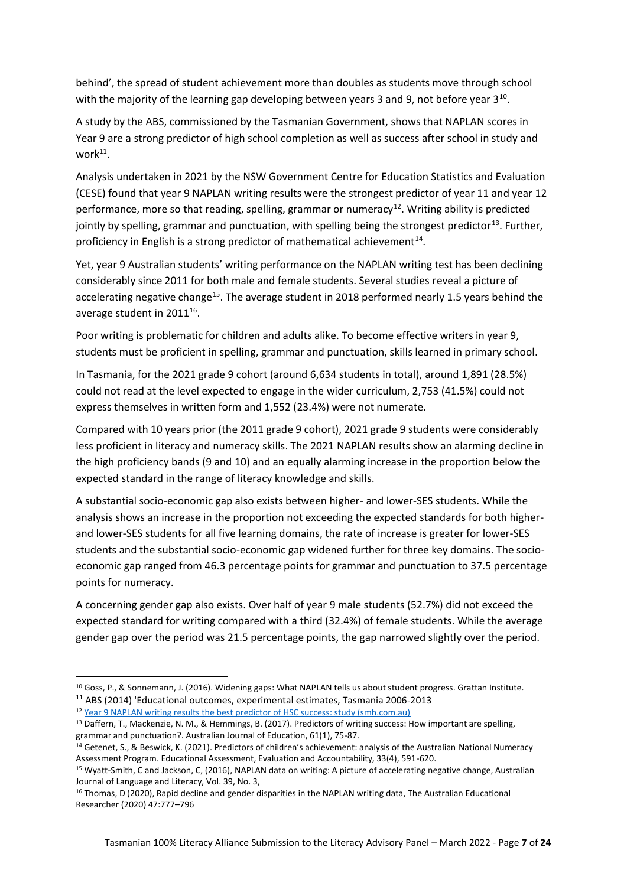behind', the spread of student achievement more than doubles as students move through school with the majority of the learning gap developing between years 3 and 9, not before year 3[10].

A study by the ABS, commissioned by the Tasmanian Government, shows that NAPLAN scores in Year 9 are a strong predictor of high school completion as well as success after school in study and work[11].

Analysis undertaken in 2021 by the NSW Government Centre for Education Statistics and Evaluation (CESE) found that year 9 NAPLAN writing results were the strongest predictor of year 11 and year 12 performance, more so that reading, spelling, grammar or numeracy[12]. Writing ability is predicted jointly by spelling, grammar and punctuation, with spelling being the strongest predictor[13]. Further, proficiency in English is a strong predictor of mathematical achievement[14].

Yet, year 9 Australian students' writing performance on the NAPLAN writing test has been declining considerably since 2011 for both male and female students. Several studies reveal a picture of accelerating negative change[15]. The average student in 2018 performed nearly 1.5 years behind the average student in 2011[16].

Poor writing is problematic for children and adults alike. To become effective writers in year 9, students must be proficient in spelling, grammar and punctuation, skills learned in primary school.

In Tasmania, for the 2021 grade 9 cohort (around 6,634 students in total), around 1,891 (28.5%) could not read at the level expected to engage in the wider curriculum, 2,753 (41.5%) could not express themselves in written form and 1,552 (23.4%) were not numerate.

Compared with 10 years prior (the 2011 grade 9 cohort), 2021 grade 9 students were considerably less proficient in literacy and numeracy skills. The 2021 NAPLAN results show an alarming decline in the high proficiency bands (9 and 10) and an equally alarming increase in the proportion below the expected standard in the range of literacy knowledge and skills.

A substantial socio-economic gap also exists between higher- and lower-SES students. While the analysis shows an increase in the proportion not exceeding the expected standards for both higher- and lower-SES students for all five learning domains, the rate of increase is greater for lower-SES students and the substantial socio-economic gap widened further for three key domains. The socio-economic gap ranged from 46.3 percentage points for grammar and punctuation to 37.5 percentage points for numeracy.

A concerning gender gap also exists. Over half of year 9 male students (52.7%) did not exceed the expected standard for writing compared with a third (32.4%) of female students. While the average gender gap over the period was 21.5 percentage points, the gap narrowed slightly over the period.

---

[10] Goss, P., & Sonnemann, J. (2016). Widening gaps: What NAPLAN tells us about student progress. Grattan Institute.

[11] ABS (2014) 'Educational outcomes, experimental estimates, Tasmania 2006-2013

[12] Year 9 NAPLAN writing results the best predictor of HSC success: study (smh.com.au)

[13] Daffern, T., Mackenzie, N. M., & Hemmings, B. (2017). Predictors of writing success: How important are spelling, grammar and punctuation?. Australian Journal of Education, 61(1), 75-87.

[14] Getenet, S., & Beswick, K. (2021). Predictors of children's achievement: analysis of the Australian National Numeracy Assessment Program. Educational Assessment, Evaluation and Accountability, 33(4), 591-620.

[15] Wyatt-Smith, C and Jackson, C, (2016), NAPLAN data on writing: A picture of accelerating negative change, Australian Journal of Language and Literacy, Vol. 39, No. 3,

[16] Thomas, D (2020), Rapid decline and gender disparities in the NAPLAN writing data, The Australian Educational Researcher (2020) 47:777–796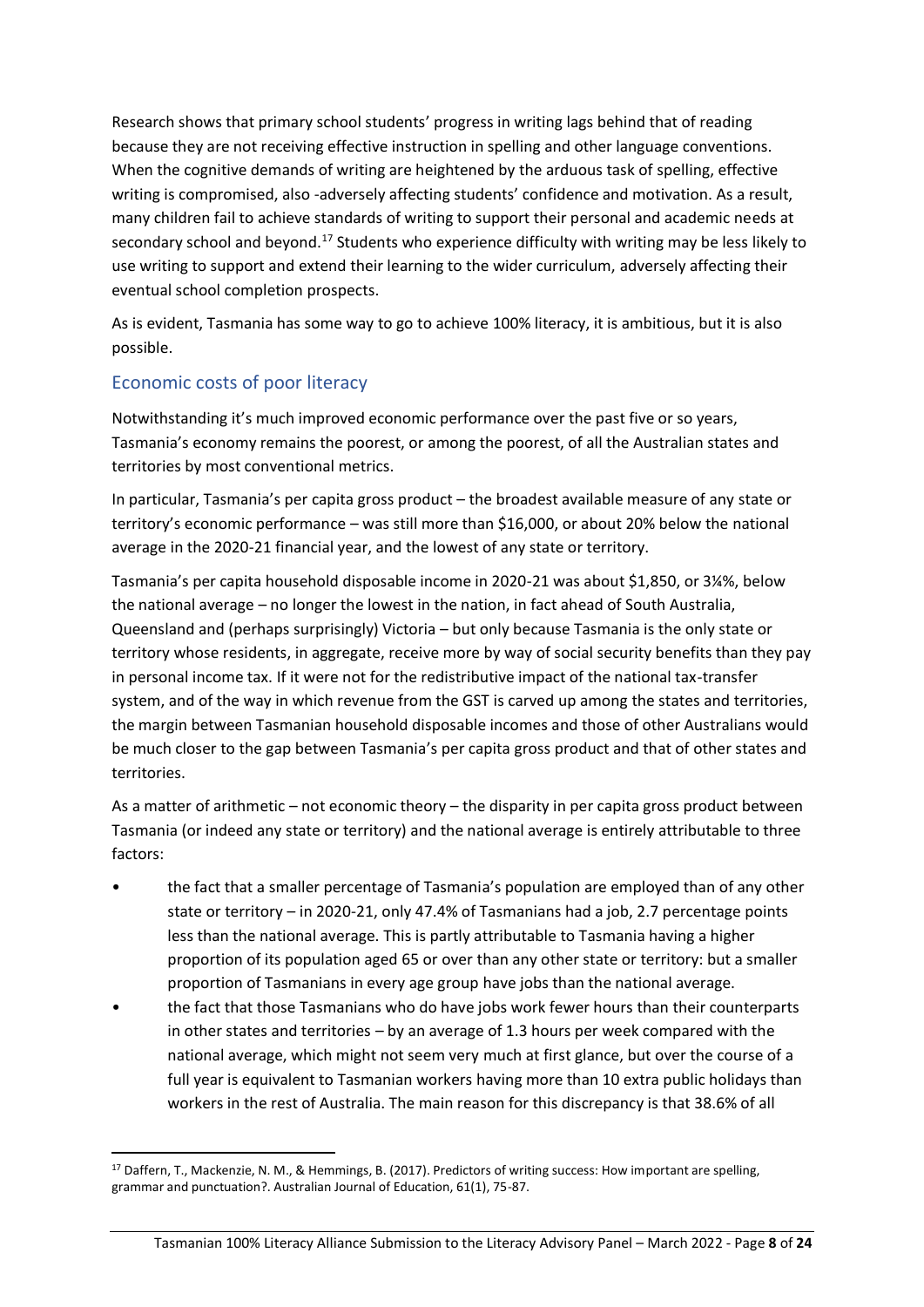Research shows that primary school students' progress in writing lags behind that of reading because they are not receiving effective instruction in spelling and other language conventions. When the cognitive demands of writing are heightened by the arduous task of spelling, effective writing is compromised, also -adversely affecting students' confidence and motivation. As a result, many children fail to achieve standards of writing to support their personal and academic needs at secondary school and beyond.[17] Students who experience difficulty with writing may be less likely to use writing to support and extend their learning to the wider curriculum, adversely affecting their eventual school completion prospects.

As is evident, Tasmania has some way to go to achieve 100% literacy, it is ambitious, but it is also possible.

## Economic costs of poor literacy

Notwithstanding it's much improved economic performance over the past five or so years, Tasmania's economy remains the poorest, or among the poorest, of all the Australian states and territories by most conventional metrics.

In particular, Tasmania's per capita gross product – the broadest available measure of any state or territory's economic performance – was still more than $16,000, or about 20% below the national average in the 2020-21 financial year, and the lowest of any state or territory.

Tasmania's per capita household disposable income in 2020-21 was about $1,850, or 3¼%, below the national average – no longer the lowest in the nation, in fact ahead of South Australia, Queensland and (perhaps surprisingly) Victoria – but only because Tasmania is the only state or territory whose residents, in aggregate, receive more by way of social security benefits than they pay in personal income tax. If it were not for the redistributive impact of the national tax-transfer system, and of the way in which revenue from the GST is carved up among the states and territories, the margin between Tasmanian household disposable incomes and those of other Australians would be much closer to the gap between Tasmania's per capita gross product and that of other states and territories.

As a matter of arithmetic – not economic theory – the disparity in per capita gross product between Tasmania (or indeed any state or territory) and the national average is entirely attributable to three factors:

- the fact that a smaller percentage of Tasmania's population are employed than of any other state or territory – in 2020-21, only 47.4% of Tasmanians had a job, 2.7 percentage points less than the national average. This is partly attributable to Tasmania having a higher proportion of its population aged 65 or over than any other state or territory: but a smaller proportion of Tasmanians in every age group have jobs than the national average.
- the fact that those Tasmanians who do have jobs work fewer hours than their counterparts in other states and territories – by an average of 1.3 hours per week compared with the national average, which might not seem very much at first glance, but over the course of a full year is equivalent to Tasmanian workers having more than 10 extra public holidays than workers in the rest of Australia. The main reason for this discrepancy is that 38.6% of all

[17] Daffern, T., Mackenzie, N. M., & Hemmings, B. (2017). Predictors of writing success: How important are spelling, grammar and punctuation?. Australian Journal of Education, 61(1), 75-87.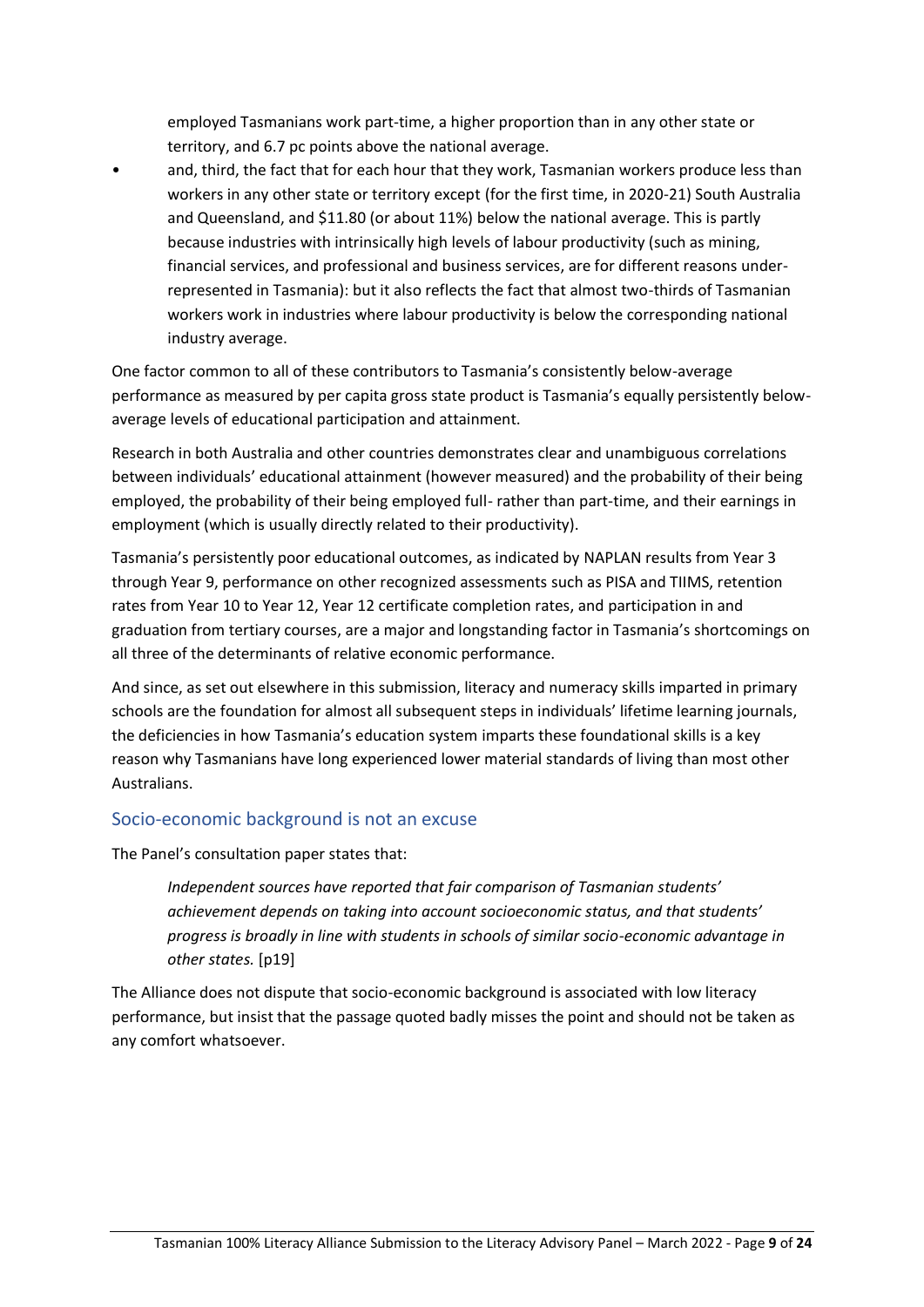employed Tasmanians work part-time, a higher proportion than in any other state or territory, and 6.7 pc points above the national average.

- and, third, the fact that for each hour that they work, Tasmanian workers produce less than workers in any other state or territory except (for the first time, in 2020-21) South Australia and Queensland, and $11.80 (or about 11%) below the national average. This is partly because industries with intrinsically high levels of labour productivity (such as mining, financial services, and professional and business services, are for different reasons under-represented in Tasmania): but it also reflects the fact that almost two-thirds of Tasmanian workers work in industries where labour productivity is below the corresponding national industry average.

One factor common to all of these contributors to Tasmania's consistently below-average performance as measured by per capita gross state product is Tasmania's equally persistently below-average levels of educational participation and attainment.

Research in both Australia and other countries demonstrates clear and unambiguous correlations between individuals' educational attainment (however measured) and the probability of their being employed, the probability of their being employed full- rather than part-time, and their earnings in employment (which is usually directly related to their productivity).

Tasmania's persistently poor educational outcomes, as indicated by NAPLAN results from Year 3 through Year 9, performance on other recognized assessments such as PISA and TIIMS, retention rates from Year 10 to Year 12, Year 12 certificate completion rates, and participation in and graduation from tertiary courses, are a major and longstanding factor in Tasmania's shortcomings on all three of the determinants of relative economic performance.

And since, as set out elsewhere in this submission, literacy and numeracy skills imparted in primary schools are the foundation for almost all subsequent steps in individuals' lifetime learning journals, the deficiencies in how Tasmania's education system imparts these foundational skills is a key reason why Tasmanians have long experienced lower material standards of living than most other Australians.

## Socio-economic background is not an excuse

The Panel's consultation paper states that:

> *Independent sources have reported that fair comparison of Tasmanian students' achievement depends on taking into account socioeconomic status, and that students' progress is broadly in line with students in schools of similar socio-economic advantage in other states.* [p19]

The Alliance does not dispute that socio-economic background is associated with low literacy performance, but insist that the passage quoted badly misses the point and should not be taken as any comfort whatsoever.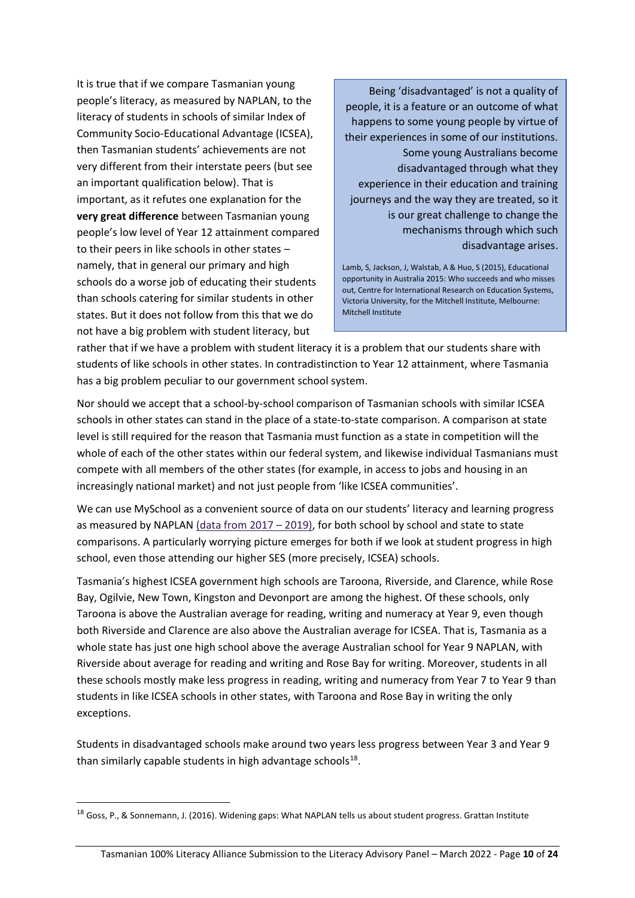It is true that if we compare Tasmanian young people's literacy, as measured by NAPLAN, to the literacy of students in schools of similar Index of Community Socio-Educational Advantage (ICSEA), then Tasmanian students' achievements are not very different from their interstate peers (but see an important qualification below). That is important, as it refutes one explanation for the **very great difference** between Tasmanian young people's low level of Year 12 attainment compared to their peers in like schools in other states – namely, that in general our primary and high schools do a worse job of educating their students than schools catering for similar students in other states. But it does not follow from this that we do not have a big problem with student literacy, but rather that if we have a problem with student literacy it is a problem that our students share with students of like schools in other states. In contradistinction to Year 12 attainment, where Tasmania has a big problem peculiar to our government school system.

> Being 'disadvantaged' is not a quality of people, it is a feature or an outcome of what happens to some young people by virtue of their experiences in some of our institutions. Some young Australians become disadvantaged through what they experience in their education and training journeys and the way they are treated, so it is our great challenge to change the mechanisms through which such disadvantage arises.
>
> Lamb, S, Jackson, J, Walstab, A & Huo, S (2015), Educational opportunity in Australia 2015: Who succeeds and who misses out, Centre for International Research on Education Systems, Victoria University, for the Mitchell Institute, Melbourne: Mitchell Institute

Nor should we accept that a school-by-school comparison of Tasmanian schools with similar ICSEA schools in other states can stand in the place of a state-to-state comparison. A comparison at state level is still required for the reason that Tasmania must function as a state in competition will the whole of each of the other states within our federal system, and likewise individual Tasmanians must compete with all members of the other states (for example, in access to jobs and housing in an increasingly national market) and not just people from 'like ICSEA communities'.

We can use MySchool as a convenient source of data on our students' literacy and learning progress as measured by NAPLAN (data from 2017 – 2019), for both school by school and state to state comparisons. A particularly worrying picture emerges for both if we look at student progress in high school, even those attending our higher SES (more precisely, ICSEA) schools.

Tasmania's highest ICSEA government high schools are Taroona, Riverside, and Clarence, while Rose Bay, Ogilvie, New Town, Kingston and Devonport are among the highest. Of these schools, only Taroona is above the Australian average for reading, writing and numeracy at Year 9, even though both Riverside and Clarence are also above the Australian average for ICSEA. That is, Tasmania as a whole state has just one high school above the average Australian school for Year 9 NAPLAN, with Riverside about average for reading and writing and Rose Bay for writing. Moreover, students in all these schools mostly make less progress in reading, writing and numeracy from Year 7 to Year 9 than students in like ICSEA schools in other states, with Taroona and Rose Bay in writing the only exceptions.

Students in disadvantaged schools make around two years less progress between Year 3 and Year 9 than similarly capable students in high advantage schools[18].

[18] Goss, P., & Sonnemann, J. (2016). Widening gaps: What NAPLAN tells us about student progress. Grattan Institute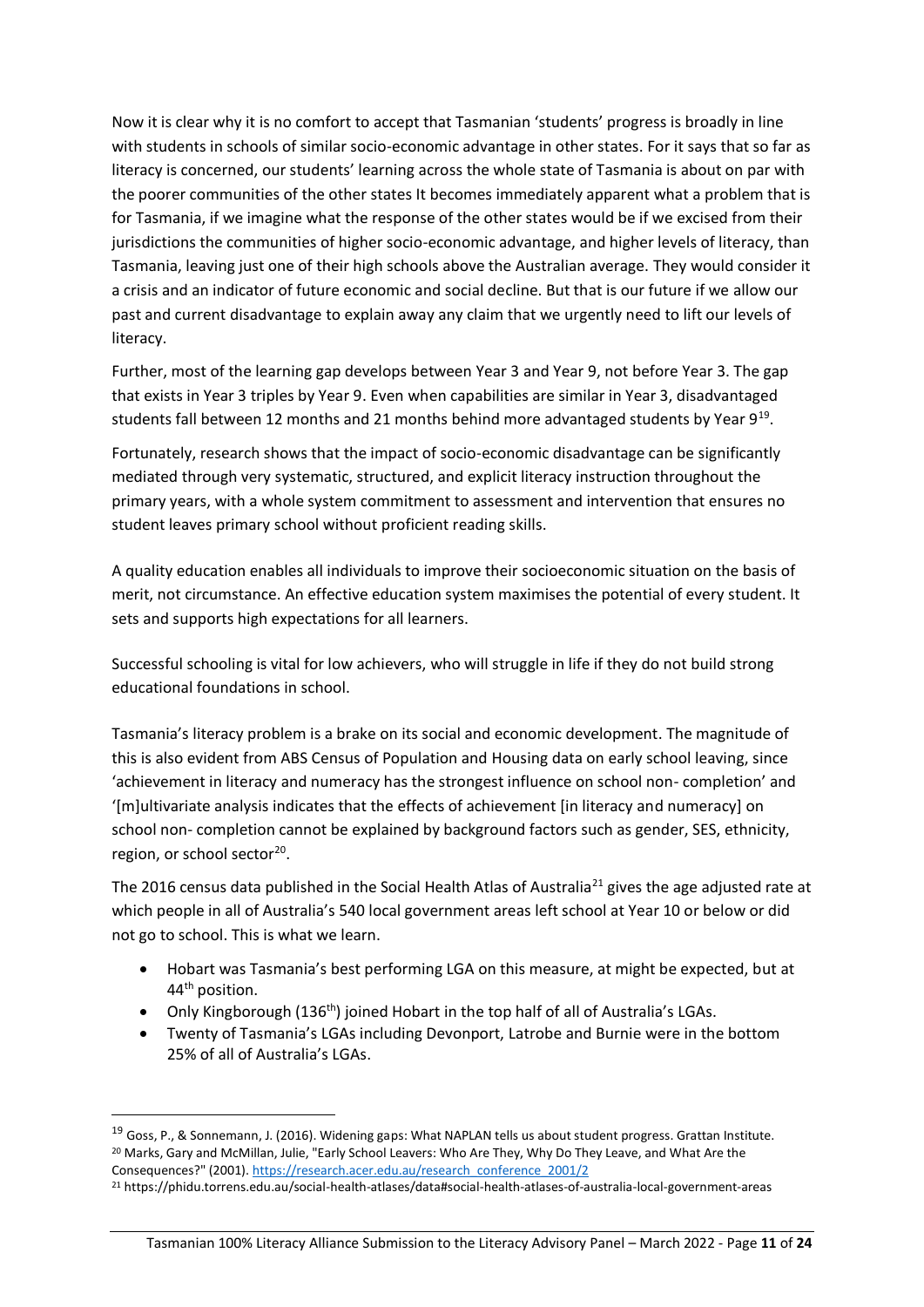Now it is clear why it is no comfort to accept that Tasmanian 'students' progress is broadly in line with students in schools of similar socio-economic advantage in other states. For it says that so far as literacy is concerned, our students' learning across the whole state of Tasmania is about on par with the poorer communities of the other states It becomes immediately apparent what a problem that is for Tasmania, if we imagine what the response of the other states would be if we excised from their jurisdictions the communities of higher socio-economic advantage, and higher levels of literacy, than Tasmania, leaving just one of their high schools above the Australian average. They would consider it a crisis and an indicator of future economic and social decline. But that is our future if we allow our past and current disadvantage to explain away any claim that we urgently need to lift our levels of literacy.

Further, most of the learning gap develops between Year 3 and Year 9, not before Year 3. The gap that exists in Year 3 triples by Year 9. Even when capabilities are similar in Year 3, disadvantaged students fall between 12 months and 21 months behind more advantaged students by Year 9[19].

Fortunately, research shows that the impact of socio-economic disadvantage can be significantly mediated through very systematic, structured, and explicit literacy instruction throughout the primary years, with a whole system commitment to assessment and intervention that ensures no student leaves primary school without proficient reading skills.

A quality education enables all individuals to improve their socioeconomic situation on the basis of merit, not circumstance. An effective education system maximises the potential of every student. It sets and supports high expectations for all learners.

Successful schooling is vital for low achievers, who will struggle in life if they do not build strong educational foundations in school.

Tasmania's literacy problem is a brake on its social and economic development. The magnitude of this is also evident from ABS Census of Population and Housing data on early school leaving, since 'achievement in literacy and numeracy has the strongest influence on school non- completion' and '[m]ultivariate analysis indicates that the effects of achievement [in literacy and numeracy] on school non- completion cannot be explained by background factors such as gender, SES, ethnicity, region, or school sector[20].

The 2016 census data published in the Social Health Atlas of Australia[21] gives the age adjusted rate at which people in all of Australia's 540 local government areas left school at Year 10 or below or did not go to school. This is what we learn.

- Hobart was Tasmania's best performing LGA on this measure, at might be expected, but at 44th position.
- Only Kingborough (136th) joined Hobart in the top half of all of Australia's LGAs.
- Twenty of Tasmania's LGAs including Devonport, Latrobe and Burnie were in the bottom 25% of all of Australia's LGAs.

---

[19] Goss, P., & Sonnemann, J. (2016). Widening gaps: What NAPLAN tells us about student progress. Grattan Institute.

[20] Marks, Gary and McMillan, Julie, "Early School Leavers: Who Are They, Why Do They Leave, and What Are the Consequences?" (2001). https://research.acer.edu.au/research_conference_2001/2

[21] https://phidu.torrens.edu.au/social-health-atlases/data#social-health-atlases-of-australia-local-government-areas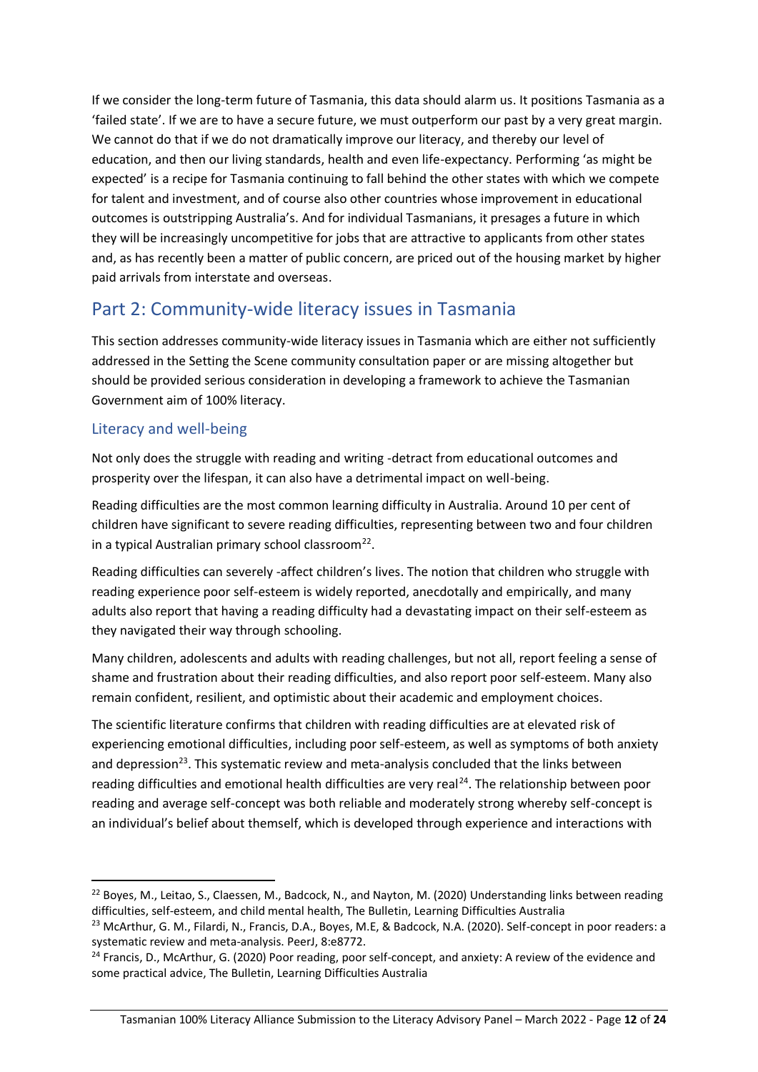If we consider the long-term future of Tasmania, this data should alarm us. It positions Tasmania as a 'failed state'. If we are to have a secure future, we must outperform our past by a very great margin. We cannot do that if we do not dramatically improve our literacy, and thereby our level of education, and then our living standards, health and even life-expectancy. Performing 'as might be expected' is a recipe for Tasmania continuing to fall behind the other states with which we compete for talent and investment, and of course also other countries whose improvement in educational outcomes is outstripping Australia's. And for individual Tasmanians, it presages a future in which they will be increasingly uncompetitive for jobs that are attractive to applicants from other states and, as has recently been a matter of public concern, are priced out of the housing market by higher paid arrivals from interstate and overseas.

## Part 2: Community-wide literacy issues in Tasmania

This section addresses community-wide literacy issues in Tasmania which are either not sufficiently addressed in the Setting the Scene community consultation paper or are missing altogether but should be provided serious consideration in developing a framework to achieve the Tasmanian Government aim of 100% literacy.

### Literacy and well-being

Not only does the struggle with reading and writing -detract from educational outcomes and prosperity over the lifespan, it can also have a detrimental impact on well-being.

Reading difficulties are the most common learning difficulty in Australia. Around 10 per cent of children have significant to severe reading difficulties, representing between two and four children in a typical Australian primary school classroom[22].

Reading difficulties can severely -affect children's lives. The notion that children who struggle with reading experience poor self-esteem is widely reported, anecdotally and empirically, and many adults also report that having a reading difficulty had a devastating impact on their self-esteem as they navigated their way through schooling.

Many children, adolescents and adults with reading challenges, but not all, report feeling a sense of shame and frustration about their reading difficulties, and also report poor self-esteem. Many also remain confident, resilient, and optimistic about their academic and employment choices.

The scientific literature confirms that children with reading difficulties are at elevated risk of experiencing emotional difficulties, including poor self-esteem, as well as symptoms of both anxiety and depression[23]. This systematic review and meta-analysis concluded that the links between reading difficulties and emotional health difficulties are very real[24]. The relationship between poor reading and average self-concept was both reliable and moderately strong whereby self-concept is an individual's belief about themself, which is developed through experience and interactions with

---

[22] Boyes, M., Leitao, S., Claessen, M., Badcock, N., and Nayton, M. (2020) Understanding links between reading difficulties, self-esteem, and child mental health, The Bulletin, Learning Difficulties Australia

[23] McArthur, G. M., Filardi, N., Francis, D.A., Boyes, M.E, & Badcock, N.A. (2020). Self-concept in poor readers: a systematic review and meta-analysis. PeerJ, 8:e8772.

[24] Francis, D., McArthur, G. (2020) Poor reading, poor self-concept, and anxiety: A review of the evidence and some practical advice, The Bulletin, Learning Difficulties Australia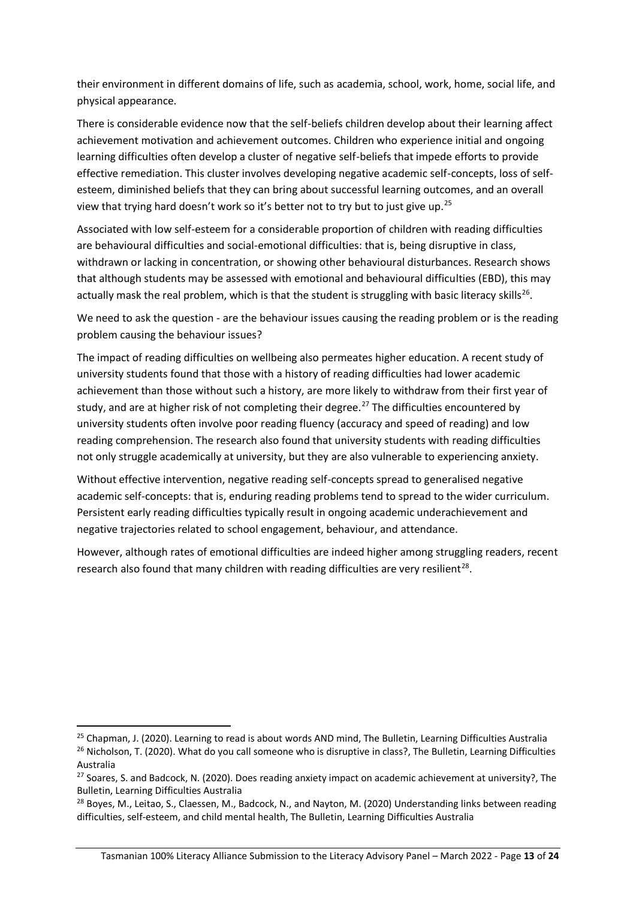their environment in different domains of life, such as academia, school, work, home, social life, and physical appearance.

There is considerable evidence now that the self-beliefs children develop about their learning affect achievement motivation and achievement outcomes. Children who experience initial and ongoing learning difficulties often develop a cluster of negative self-beliefs that impede efforts to provide effective remediation. This cluster involves developing negative academic self-concepts, loss of self-esteem, diminished beliefs that they can bring about successful learning outcomes, and an overall view that trying hard doesn't work so it's better not to try but to just give up.[25]

Associated with low self-esteem for a considerable proportion of children with reading difficulties are behavioural difficulties and social-emotional difficulties: that is, being disruptive in class, withdrawn or lacking in concentration, or showing other behavioural disturbances. Research shows that although students may be assessed with emotional and behavioural difficulties (EBD), this may actually mask the real problem, which is that the student is struggling with basic literacy skills[26].

We need to ask the question - are the behaviour issues causing the reading problem or is the reading problem causing the behaviour issues?

The impact of reading difficulties on wellbeing also permeates higher education. A recent study of university students found that those with a history of reading difficulties had lower academic achievement than those without such a history, are more likely to withdraw from their first year of study, and are at higher risk of not completing their degree.[27] The difficulties encountered by university students often involve poor reading fluency (accuracy and speed of reading) and low reading comprehension. The research also found that university students with reading difficulties not only struggle academically at university, but they are also vulnerable to experiencing anxiety.

Without effective intervention, negative reading self-concepts spread to generalised negative academic self-concepts: that is, enduring reading problems tend to spread to the wider curriculum. Persistent early reading difficulties typically result in ongoing academic underachievement and negative trajectories related to school engagement, behaviour, and attendance.

However, although rates of emotional difficulties are indeed higher among struggling readers, recent research also found that many children with reading difficulties are very resilient[28].

---

[25] Chapman, J. (2020). Learning to read is about words AND mind, The Bulletin, Learning Difficulties Australia

[26] Nicholson, T. (2020). What do you call someone who is disruptive in class?, The Bulletin, Learning Difficulties Australia

[27] Soares, S. and Badcock, N. (2020). Does reading anxiety impact on academic achievement at university?, The Bulletin, Learning Difficulties Australia

[28] Boyes, M., Leitao, S., Claessen, M., Badcock, N., and Nayton, M. (2020) Understanding links between reading difficulties, self-esteem, and child mental health, The Bulletin, Learning Difficulties Australia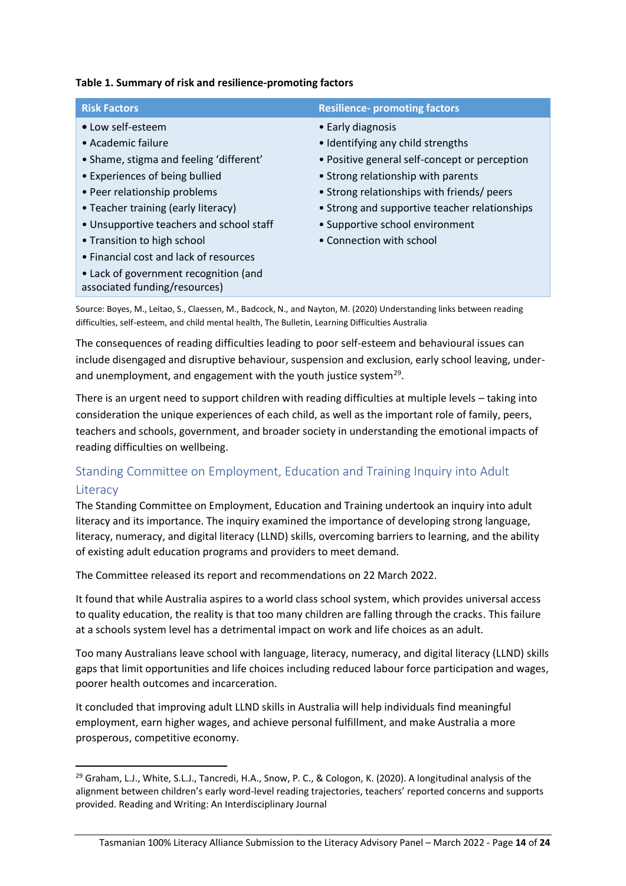**Table 1. Summary of risk and resilience-promoting factors**

| Risk Factors | Resilience- promoting factors |
|---|---|
| • Low self-esteem | • Early diagnosis |
| • Academic failure | • Identifying any child strengths |
| • Shame, stigma and feeling 'different' | • Positive general self-concept or perception |
| • Experiences of being bullied | • Strong relationship with parents |
| • Peer relationship problems | • Strong relationships with friends/ peers |
| • Teacher training (early literacy) | • Strong and supportive teacher relationships |
| • Unsupportive teachers and school staff | • Supportive school environment |
| • Transition to high school | • Connection with school |
| • Financial cost and lack of resources | |
| • Lack of government recognition (and associated funding/resources) | |

Source: Boyes, M., Leitao, S., Claessen, M., Badcock, N., and Nayton, M. (2020) Understanding links between reading difficulties, self-esteem, and child mental health, The Bulletin, Learning Difficulties Australia

The consequences of reading difficulties leading to poor self-esteem and behavioural issues can include disengaged and disruptive behaviour, suspension and exclusion, early school leaving, under- and unemployment, and engagement with the youth justice system[29].

There is an urgent need to support children with reading difficulties at multiple levels – taking into consideration the unique experiences of each child, as well as the important role of family, peers, teachers and schools, government, and broader society in understanding the emotional impacts of reading difficulties on wellbeing.

## Standing Committee on Employment, Education and Training Inquiry into Adult Literacy

The Standing Committee on Employment, Education and Training undertook an inquiry into adult literacy and its importance. The inquiry examined the importance of developing strong language, literacy, numeracy, and digital literacy (LLND) skills, overcoming barriers to learning, and the ability of existing adult education programs and providers to meet demand.

The Committee released its report and recommendations on 22 March 2022.

It found that while Australia aspires to a world class school system, which provides universal access to quality education, the reality is that too many children are falling through the cracks. This failure at a schools system level has a detrimental impact on work and life choices as an adult.

Too many Australians leave school with language, literacy, numeracy, and digital literacy (LLND) skills gaps that limit opportunities and life choices including reduced labour force participation and wages, poorer health outcomes and incarceration.

It concluded that improving adult LLND skills in Australia will help individuals find meaningful employment, earn higher wages, and achieve personal fulfillment, and make Australia a more prosperous, competitive economy.

[29] Graham, L.J., White, S.L.J., Tancredi, H.A., Snow, P. C., & Cologon, K. (2020). A longitudinal analysis of the alignment between children's early word-level reading trajectories, teachers' reported concerns and supports provided. Reading and Writing: An Interdisciplinary Journal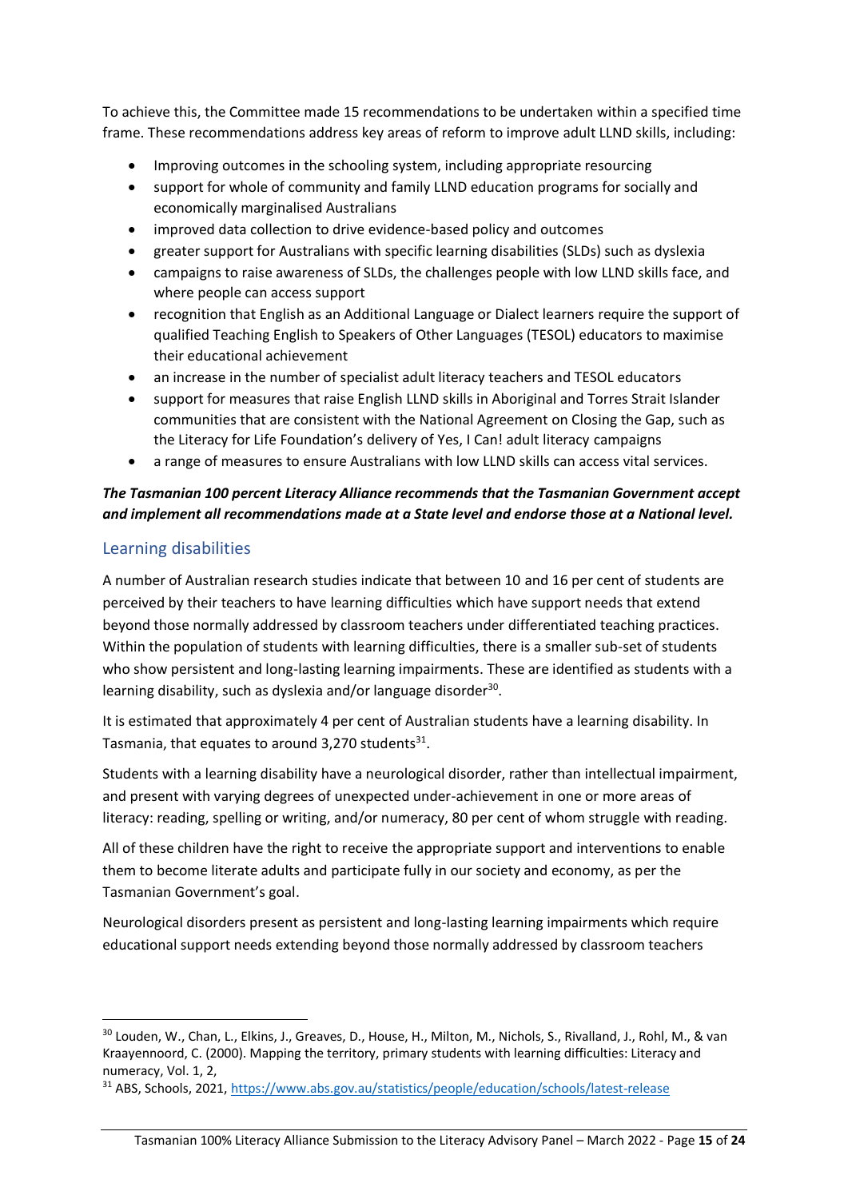To achieve this, the Committee made 15 recommendations to be undertaken within a specified time frame. These recommendations address key areas of reform to improve adult LLND skills, including:

- Improving outcomes in the schooling system, including appropriate resourcing
- support for whole of community and family LLND education programs for socially and economically marginalised Australians
- improved data collection to drive evidence-based policy and outcomes
- greater support for Australians with specific learning disabilities (SLDs) such as dyslexia
- campaigns to raise awareness of SLDs, the challenges people with low LLND skills face, and where people can access support
- recognition that English as an Additional Language or Dialect learners require the support of qualified Teaching English to Speakers of Other Languages (TESOL) educators to maximise their educational achievement
- an increase in the number of specialist adult literacy teachers and TESOL educators
- support for measures that raise English LLND skills in Aboriginal and Torres Strait Islander communities that are consistent with the National Agreement on Closing the Gap, such as the Literacy for Life Foundation's delivery of Yes, I Can! adult literacy campaigns
- a range of measures to ensure Australians with low LLND skills can access vital services.

***The Tasmanian 100 percent Literacy Alliance recommends that the Tasmanian Government accept and implement all recommendations made at a State level and endorse those at a National level.***

## Learning disabilities

A number of Australian research studies indicate that between 10 and 16 per cent of students are perceived by their teachers to have learning difficulties which have support needs that extend beyond those normally addressed by classroom teachers under differentiated teaching practices. Within the population of students with learning difficulties, there is a smaller sub-set of students who show persistent and long-lasting learning impairments. These are identified as students with a learning disability, such as dyslexia and/or language disorder[30].

It is estimated that approximately 4 per cent of Australian students have a learning disability. In Tasmania, that equates to around 3,270 students[31].

Students with a learning disability have a neurological disorder, rather than intellectual impairment, and present with varying degrees of unexpected under-achievement in one or more areas of literacy: reading, spelling or writing, and/or numeracy, 80 per cent of whom struggle with reading.

All of these children have the right to receive the appropriate support and interventions to enable them to become literate adults and participate fully in our society and economy, as per the Tasmanian Government's goal.

Neurological disorders present as persistent and long-lasting learning impairments which require educational support needs extending beyond those normally addressed by classroom teachers

---

[30] Louden, W., Chan, L., Elkins, J., Greaves, D., House, H., Milton, M., Nichols, S., Rivalland, J., Rohl, M., & van Kraayennoord, C. (2000). Mapping the territory, primary students with learning difficulties: Literacy and numeracy, Vol. 1, 2,

[31] ABS, Schools, 2021, https://www.abs.gov.au/statistics/people/education/schools/latest-release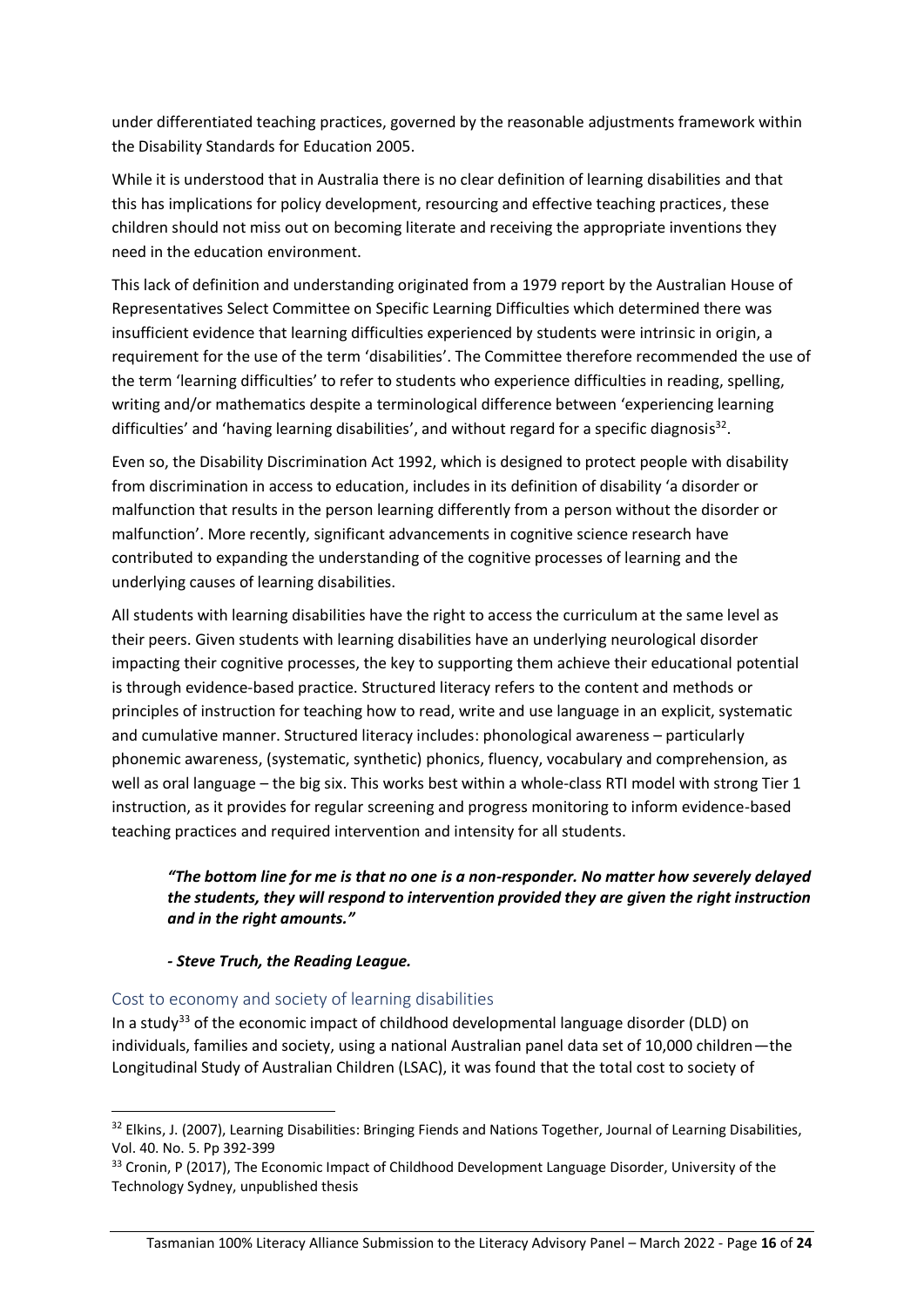under differentiated teaching practices, governed by the reasonable adjustments framework within the Disability Standards for Education 2005.

While it is understood that in Australia there is no clear definition of learning disabilities and that this has implications for policy development, resourcing and effective teaching practices, these children should not miss out on becoming literate and receiving the appropriate inventions they need in the education environment.

This lack of definition and understanding originated from a 1979 report by the Australian House of Representatives Select Committee on Specific Learning Difficulties which determined there was insufficient evidence that learning difficulties experienced by students were intrinsic in origin, a requirement for the use of the term 'disabilities'. The Committee therefore recommended the use of the term 'learning difficulties' to refer to students who experience difficulties in reading, spelling, writing and/or mathematics despite a terminological difference between 'experiencing learning difficulties' and 'having learning disabilities', and without regard for a specific diagnosis[32].

Even so, the Disability Discrimination Act 1992, which is designed to protect people with disability from discrimination in access to education, includes in its definition of disability 'a disorder or malfunction that results in the person learning differently from a person without the disorder or malfunction'. More recently, significant advancements in cognitive science research have contributed to expanding the understanding of the cognitive processes of learning and the underlying causes of learning disabilities.

All students with learning disabilities have the right to access the curriculum at the same level as their peers. Given students with learning disabilities have an underlying neurological disorder impacting their cognitive processes, the key to supporting them achieve their educational potential is through evidence-based practice. Structured literacy refers to the content and methods or principles of instruction for teaching how to read, write and use language in an explicit, systematic and cumulative manner. Structured literacy includes: phonological awareness – particularly phonemic awareness, (systematic, synthetic) phonics, fluency, vocabulary and comprehension, as well as oral language – the big six. This works best within a whole-class RTI model with strong Tier 1 instruction, as it provides for regular screening and progress monitoring to inform evidence-based teaching practices and required intervention and intensity for all students.

> ***"The bottom line for me is that no one is a non-responder. No matter how severely delayed the students, they will respond to intervention provided they are given the right instruction and in the right amounts."***
>
> ***- Steve Truch, the Reading League.***

## Cost to economy and society of learning disabilities

In a study[33] of the economic impact of childhood developmental language disorder (DLD) on individuals, families and society, using a national Australian panel data set of 10,000 children—the Longitudinal Study of Australian Children (LSAC), it was found that the total cost to society of

---

[32] Elkins, J. (2007), Learning Disabilities: Bringing Fiends and Nations Together, Journal of Learning Disabilities, Vol. 40. No. 5. Pp 392-399

[33] Cronin, P (2017), The Economic Impact of Childhood Development Language Disorder, University of the Technology Sydney, unpublished thesis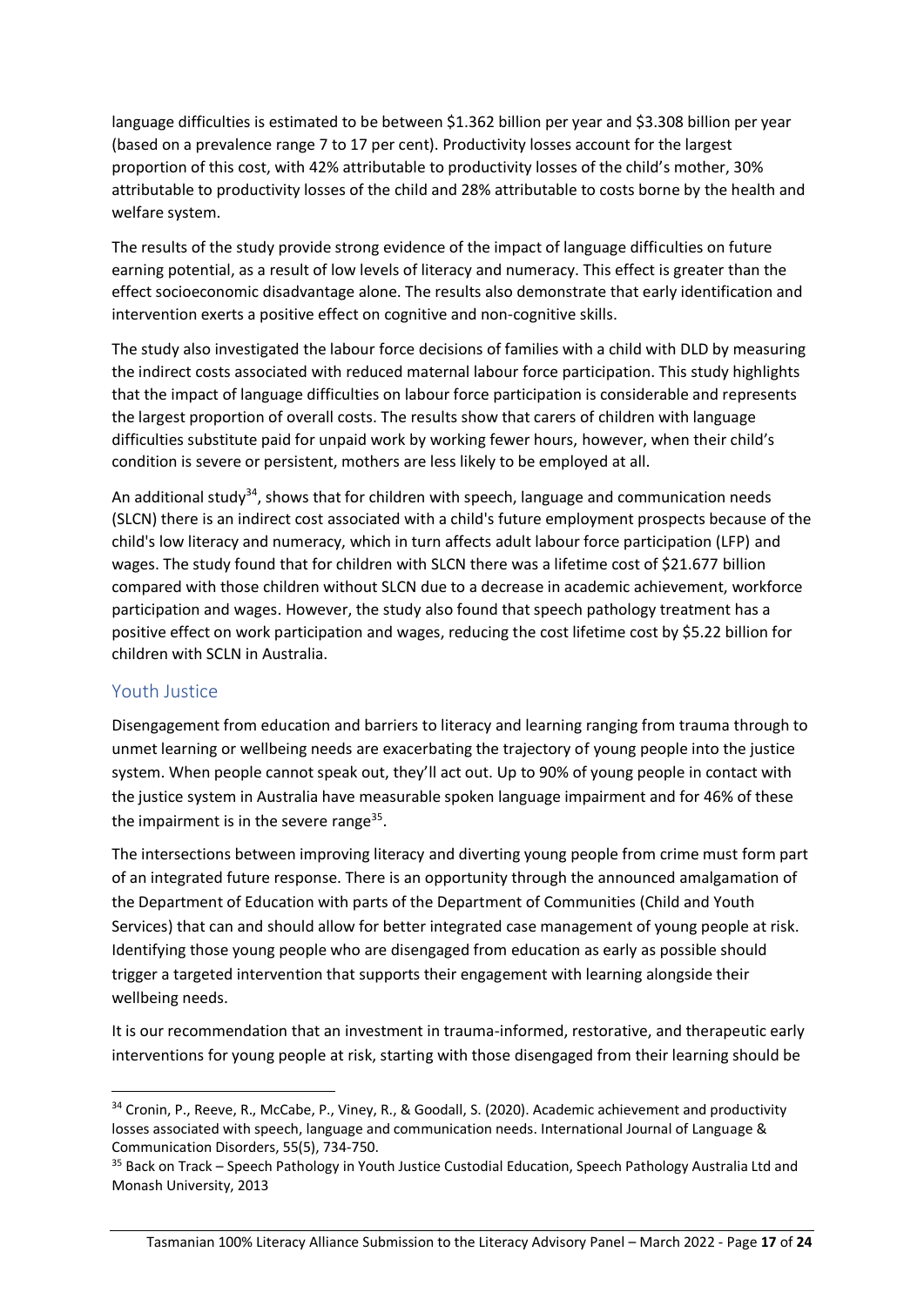language difficulties is estimated to be between \$1.362 billion per year and \$3.308 billion per year (based on a prevalence range 7 to 17 per cent). Productivity losses account for the largest proportion of this cost, with 42% attributable to productivity losses of the child's mother, 30% attributable to productivity losses of the child and 28% attributable to costs borne by the health and welfare system.

The results of the study provide strong evidence of the impact of language difficulties on future earning potential, as a result of low levels of literacy and numeracy. This effect is greater than the effect socioeconomic disadvantage alone. The results also demonstrate that early identification and intervention exerts a positive effect on cognitive and non-cognitive skills.

The study also investigated the labour force decisions of families with a child with DLD by measuring the indirect costs associated with reduced maternal labour force participation. This study highlights that the impact of language difficulties on labour force participation is considerable and represents the largest proportion of overall costs. The results show that carers of children with language difficulties substitute paid for unpaid work by working fewer hours, however, when their child's condition is severe or persistent, mothers are less likely to be employed at all.

An additional study[34], shows that for children with speech, language and communication needs (SLCN) there is an indirect cost associated with a child's future employment prospects because of the child's low literacy and numeracy, which in turn affects adult labour force participation (LFP) and wages. The study found that for children with SLCN there was a lifetime cost of \$21.677 billion compared with those children without SLCN due to a decrease in academic achievement, workforce participation and wages. However, the study also found that speech pathology treatment has a positive effect on work participation and wages, reducing the cost lifetime cost by \$5.22 billion for children with SCLN in Australia.

## Youth Justice

Disengagement from education and barriers to literacy and learning ranging from trauma through to unmet learning or wellbeing needs are exacerbating the trajectory of young people into the justice system. When people cannot speak out, they'll act out. Up to 90% of young people in contact with the justice system in Australia have measurable spoken language impairment and for 46% of these the impairment is in the severe range[35].

The intersections between improving literacy and diverting young people from crime must form part of an integrated future response. There is an opportunity through the announced amalgamation of the Department of Education with parts of the Department of Communities (Child and Youth Services) that can and should allow for better integrated case management of young people at risk. Identifying those young people who are disengaged from education as early as possible should trigger a targeted intervention that supports their engagement with learning alongside their wellbeing needs.

It is our recommendation that an investment in trauma-informed, restorative, and therapeutic early interventions for young people at risk, starting with those disengaged from their learning should be

---

[34] Cronin, P., Reeve, R., McCabe, P., Viney, R., & Goodall, S. (2020). Academic achievement and productivity losses associated with speech, language and communication needs. International Journal of Language & Communication Disorders, 55(5), 734-750.

[35] Back on Track – Speech Pathology in Youth Justice Custodial Education, Speech Pathology Australia Ltd and Monash University, 2013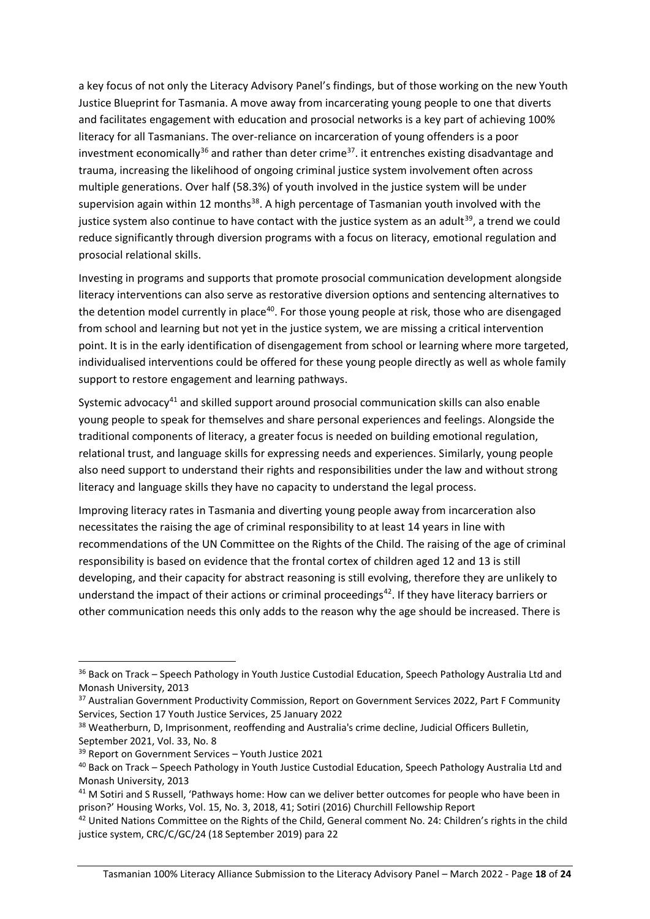a key focus of not only the Literacy Advisory Panel's findings, but of those working on the new Youth Justice Blueprint for Tasmania. A move away from incarcerating young people to one that diverts and facilitates engagement with education and prosocial networks is a key part of achieving 100% literacy for all Tasmanians. The over-reliance on incarceration of young offenders is a poor investment economically[36] and rather than deter crime[37]. it entrenches existing disadvantage and trauma, increasing the likelihood of ongoing criminal justice system involvement often across multiple generations. Over half (58.3%) of youth involved in the justice system will be under supervision again within 12 months[38]. A high percentage of Tasmanian youth involved with the justice system also continue to have contact with the justice system as an adult[39], a trend we could reduce significantly through diversion programs with a focus on literacy, emotional regulation and prosocial relational skills.

Investing in programs and supports that promote prosocial communication development alongside literacy interventions can also serve as restorative diversion options and sentencing alternatives to the detention model currently in place[40]. For those young people at risk, those who are disengaged from school and learning but not yet in the justice system, we are missing a critical intervention point. It is in the early identification of disengagement from school or learning where more targeted, individualised interventions could be offered for these young people directly as well as whole family support to restore engagement and learning pathways.

Systemic advocacy[41] and skilled support around prosocial communication skills can also enable young people to speak for themselves and share personal experiences and feelings. Alongside the traditional components of literacy, a greater focus is needed on building emotional regulation, relational trust, and language skills for expressing needs and experiences. Similarly, young people also need support to understand their rights and responsibilities under the law and without strong literacy and language skills they have no capacity to understand the legal process.

Improving literacy rates in Tasmania and diverting young people away from incarceration also necessitates the raising the age of criminal responsibility to at least 14 years in line with recommendations of the UN Committee on the Rights of the Child. The raising of the age of criminal responsibility is based on evidence that the frontal cortex of children aged 12 and 13 is still developing, and their capacity for abstract reasoning is still evolving, therefore they are unlikely to understand the impact of their actions or criminal proceedings[42]. If they have literacy barriers or other communication needs this only adds to the reason why the age should be increased. There is

---

[36] Back on Track – Speech Pathology in Youth Justice Custodial Education, Speech Pathology Australia Ltd and Monash University, 2013

[37] Australian Government Productivity Commission, Report on Government Services 2022, Part F Community Services, Section 17 Youth Justice Services, 25 January 2022

[38] Weatherburn, D, Imprisonment, reoffending and Australia's crime decline, Judicial Officers Bulletin, September 2021, Vol. 33, No. 8

[39] Report on Government Services – Youth Justice 2021

[40] Back on Track – Speech Pathology in Youth Justice Custodial Education, Speech Pathology Australia Ltd and Monash University, 2013

[41] M Sotiri and S Russell, 'Pathways home: How can we deliver better outcomes for people who have been in prison?' Housing Works, Vol. 15, No. 3, 2018, 41; Sotiri (2016) Churchill Fellowship Report

[42] United Nations Committee on the Rights of the Child, General comment No. 24: Children's rights in the child justice system, CRC/C/GC/24 (18 September 2019) para 22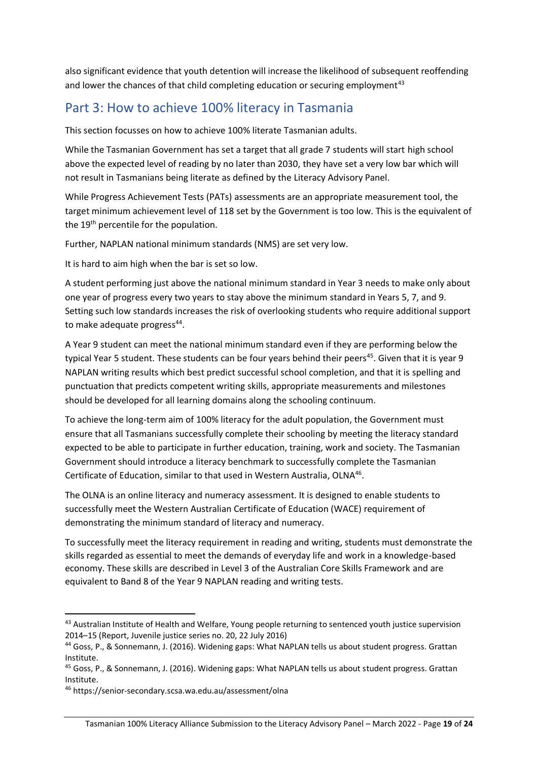also significant evidence that youth detention will increase the likelihood of subsequent reoffending and lower the chances of that child completing education or securing employment[43]

## Part 3: How to achieve 100% literacy in Tasmania

This section focusses on how to achieve 100% literate Tasmanian adults.

While the Tasmanian Government has set a target that all grade 7 students will start high school above the expected level of reading by no later than 2030, they have set a very low bar which will not result in Tasmanians being literate as defined by the Literacy Advisory Panel.

While Progress Achievement Tests (PATs) assessments are an appropriate measurement tool, the target minimum achievement level of 118 set by the Government is too low. This is the equivalent of the 19th percentile for the population.

Further, NAPLAN national minimum standards (NMS) are set very low.

It is hard to aim high when the bar is set so low.

A student performing just above the national minimum standard in Year 3 needs to make only about one year of progress every two years to stay above the minimum standard in Years 5, 7, and 9. Setting such low standards increases the risk of overlooking students who require additional support to make adequate progress[44].

A Year 9 student can meet the national minimum standard even if they are performing below the typical Year 5 student. These students can be four years behind their peers[45]. Given that it is year 9 NAPLAN writing results which best predict successful school completion, and that it is spelling and punctuation that predicts competent writing skills, appropriate measurements and milestones should be developed for all learning domains along the schooling continuum.

To achieve the long-term aim of 100% literacy for the adult population, the Government must ensure that all Tasmanians successfully complete their schooling by meeting the literacy standard expected to be able to participate in further education, training, work and society. The Tasmanian Government should introduce a literacy benchmark to successfully complete the Tasmanian Certificate of Education, similar to that used in Western Australia, OLNA[46].

The OLNA is an online literacy and numeracy assessment. It is designed to enable students to successfully meet the Western Australian Certificate of Education (WACE) requirement of demonstrating the minimum standard of literacy and numeracy.

To successfully meet the literacy requirement in reading and writing, students must demonstrate the skills regarded as essential to meet the demands of everyday life and work in a knowledge-based economy. These skills are described in Level 3 of the Australian Core Skills Framework and are equivalent to Band 8 of the Year 9 NAPLAN reading and writing tests.

---

[43] Australian Institute of Health and Welfare, Young people returning to sentenced youth justice supervision 2014–15 (Report, Juvenile justice series no. 20, 22 July 2016)

[44] Goss, P., & Sonnemann, J. (2016). Widening gaps: What NAPLAN tells us about student progress. Grattan Institute.

[45] Goss, P., & Sonnemann, J. (2016). Widening gaps: What NAPLAN tells us about student progress. Grattan Institute.

[46] https://senior-secondary.scsa.wa.edu.au/assessment/olna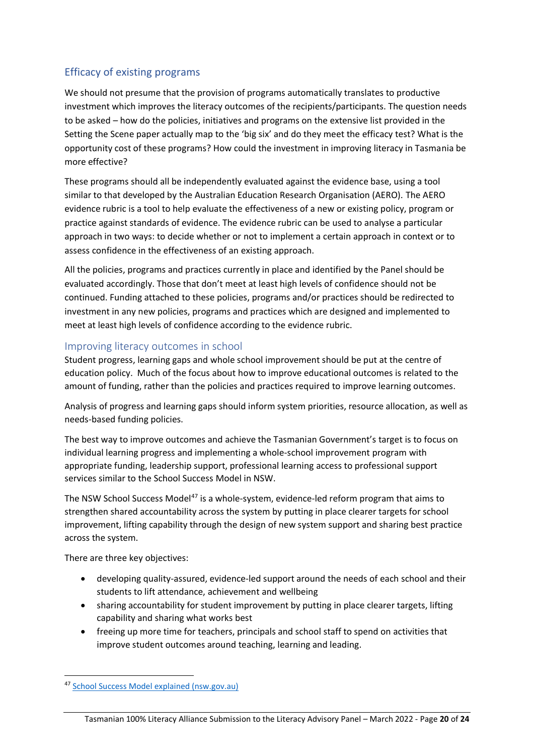## Efficacy of existing programs

We should not presume that the provision of programs automatically translates to productive investment which improves the literacy outcomes of the recipients/participants. The question needs to be asked – how do the policies, initiatives and programs on the extensive list provided in the Setting the Scene paper actually map to the 'big six' and do they meet the efficacy test? What is the opportunity cost of these programs? How could the investment in improving literacy in Tasmania be more effective?

These programs should all be independently evaluated against the evidence base, using a tool similar to that developed by the Australian Education Research Organisation (AERO). The AERO evidence rubric is a tool to help evaluate the effectiveness of a new or existing policy, program or practice against standards of evidence. The evidence rubric can be used to analyse a particular approach in two ways: to decide whether or not to implement a certain approach in context or to assess confidence in the effectiveness of an existing approach.

All the policies, programs and practices currently in place and identified by the Panel should be evaluated accordingly. Those that don't meet at least high levels of confidence should not be continued. Funding attached to these policies, programs and/or practices should be redirected to investment in any new policies, programs and practices which are designed and implemented to meet at least high levels of confidence according to the evidence rubric.

### Improving literacy outcomes in school

Student progress, learning gaps and whole school improvement should be put at the centre of education policy. Much of the focus about how to improve educational outcomes is related to the amount of funding, rather than the policies and practices required to improve learning outcomes.

Analysis of progress and learning gaps should inform system priorities, resource allocation, as well as needs-based funding policies.

The best way to improve outcomes and achieve the Tasmanian Government's target is to focus on individual learning progress and implementing a whole-school improvement program with appropriate funding, leadership support, professional learning access to professional support services similar to the School Success Model in NSW.

The NSW School Success Model[47] is a whole-system, evidence-led reform program that aims to strengthen shared accountability across the system by putting in place clearer targets for school improvement, lifting capability through the design of new system support and sharing best practice across the system.

There are three key objectives:

- developing quality-assured, evidence-led support around the needs of each school and their students to lift attendance, achievement and wellbeing
- sharing accountability for student improvement by putting in place clearer targets, lifting capability and sharing what works best
- freeing up more time for teachers, principals and school staff to spend on activities that improve student outcomes around teaching, learning and leading.

[47] School Success Model explained (nsw.gov.au)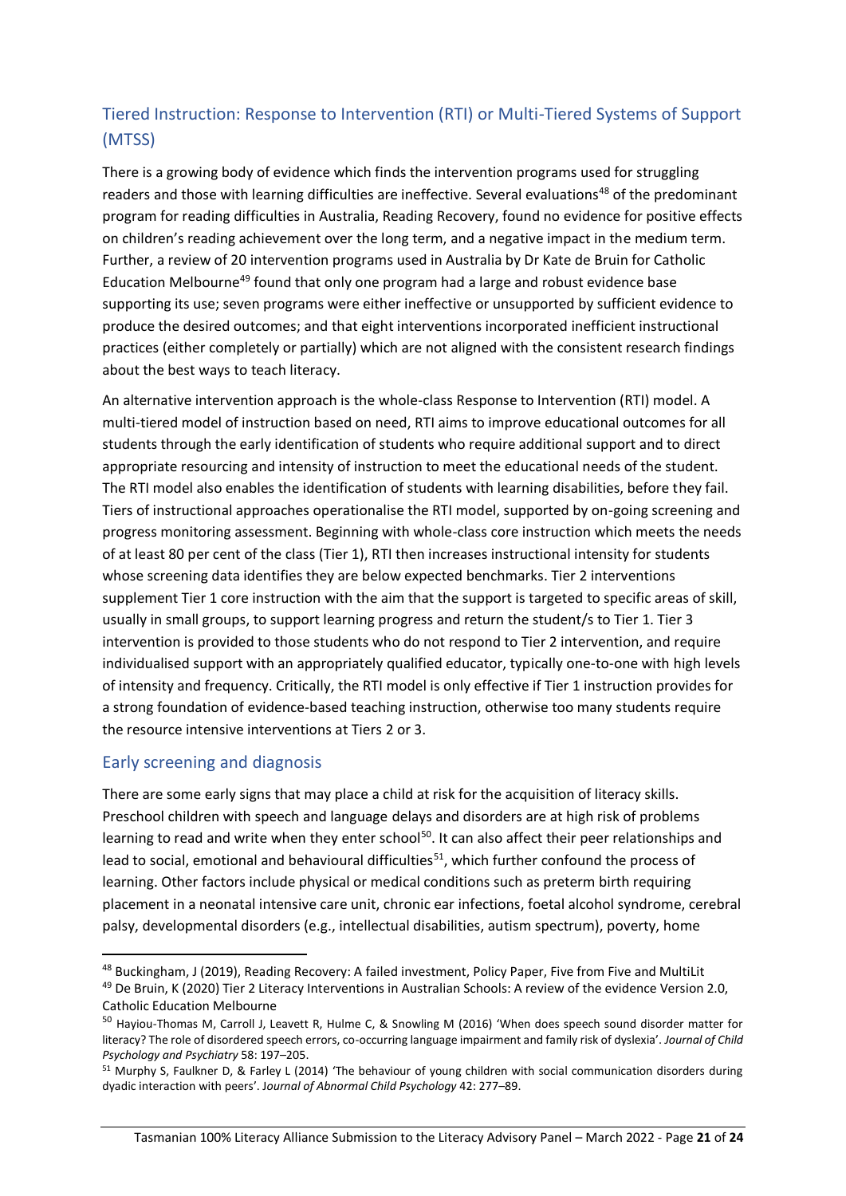## Tiered Instruction: Response to Intervention (RTI) or Multi-Tiered Systems of Support (MTSS)

There is a growing body of evidence which finds the intervention programs used for struggling readers and those with learning difficulties are ineffective. Several evaluations[48] of the predominant program for reading difficulties in Australia, Reading Recovery, found no evidence for positive effects on children's reading achievement over the long term, and a negative impact in the medium term. Further, a review of 20 intervention programs used in Australia by Dr Kate de Bruin for Catholic Education Melbourne[49] found that only one program had a large and robust evidence base supporting its use; seven programs were either ineffective or unsupported by sufficient evidence to produce the desired outcomes; and that eight interventions incorporated inefficient instructional practices (either completely or partially) which are not aligned with the consistent research findings about the best ways to teach literacy.

An alternative intervention approach is the whole-class Response to Intervention (RTI) model. A multi-tiered model of instruction based on need, RTI aims to improve educational outcomes for all students through the early identification of students who require additional support and to direct appropriate resourcing and intensity of instruction to meet the educational needs of the student. The RTI model also enables the identification of students with learning disabilities, before they fail. Tiers of instructional approaches operationalise the RTI model, supported by on-going screening and progress monitoring assessment. Beginning with whole-class core instruction which meets the needs of at least 80 per cent of the class (Tier 1), RTI then increases instructional intensity for students whose screening data identifies they are below expected benchmarks. Tier 2 interventions supplement Tier 1 core instruction with the aim that the support is targeted to specific areas of skill, usually in small groups, to support learning progress and return the student/s to Tier 1. Tier 3 intervention is provided to those students who do not respond to Tier 2 intervention, and require individualised support with an appropriately qualified educator, typically one-to-one with high levels of intensity and frequency. Critically, the RTI model is only effective if Tier 1 instruction provides for a strong foundation of evidence-based teaching instruction, otherwise too many students require the resource intensive interventions at Tiers 2 or 3.

## Early screening and diagnosis

There are some early signs that may place a child at risk for the acquisition of literacy skills. Preschool children with speech and language delays and disorders are at high risk of problems learning to read and write when they enter school[50]. It can also affect their peer relationships and lead to social, emotional and behavioural difficulties[51], which further confound the process of learning. Other factors include physical or medical conditions such as preterm birth requiring placement in a neonatal intensive care unit, chronic ear infections, foetal alcohol syndrome, cerebral palsy, developmental disorders (e.g., intellectual disabilities, autism spectrum), poverty, home

---

[48] Buckingham, J (2019), Reading Recovery: A failed investment, Policy Paper, Five from Five and MultiLit

[49] De Bruin, K (2020) Tier 2 Literacy Interventions in Australian Schools: A review of the evidence Version 2.0, Catholic Education Melbourne

[50] Hayiou-Thomas M, Carroll J, Leavett R, Hulme C, & Snowling M (2016) 'When does speech sound disorder matter for literacy? The role of disordered speech errors, co-occurring language impairment and family risk of dyslexia'. *Journal of Child Psychology and Psychiatry* 58: 197–205.

[51] Murphy S, Faulkner D, & Farley L (2014) 'The behaviour of young children with social communication disorders during dyadic interaction with peers'. *Journal of Abnormal Child Psychology* 42: 277–89.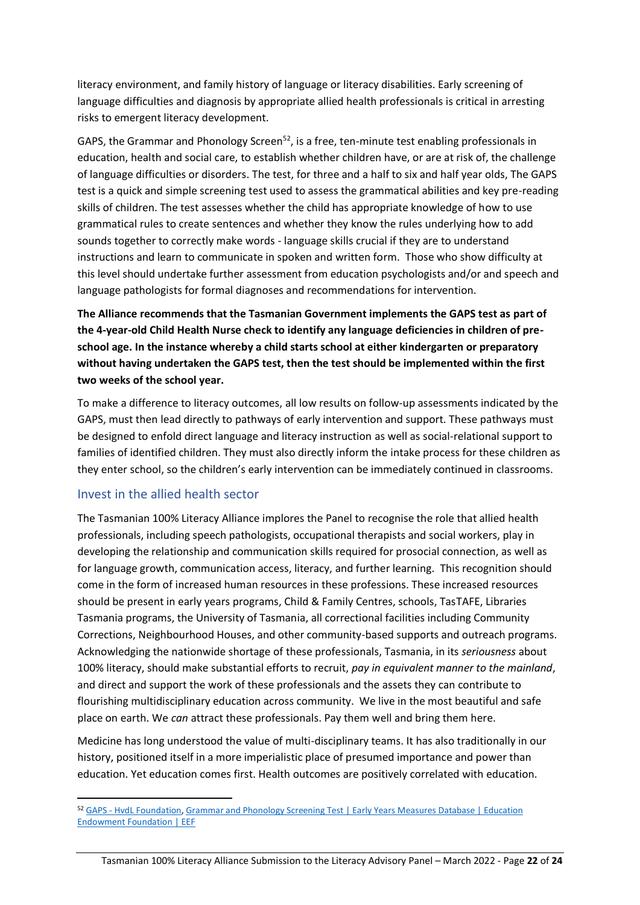literacy environment, and family history of language or literacy disabilities. Early screening of language difficulties and diagnosis by appropriate allied health professionals is critical in arresting risks to emergent literacy development.

GAPS, the Grammar and Phonology Screen[52], is a free, ten-minute test enabling professionals in education, health and social care, to establish whether children have, or are at risk of, the challenge of language difficulties or disorders. The test, for three and a half to six and half year olds, The GAPS test is a quick and simple screening test used to assess the grammatical abilities and key pre-reading skills of children. The test assesses whether the child has appropriate knowledge of how to use grammatical rules to create sentences and whether they know the rules underlying how to add sounds together to correctly make words - language skills crucial if they are to understand instructions and learn to communicate in spoken and written form. Those who show difficulty at this level should undertake further assessment from education psychologists and/or and speech and language pathologists for formal diagnoses and recommendations for intervention.

**The Alliance recommends that the Tasmanian Government implements the GAPS test as part of the 4-year-old Child Health Nurse check to identify any language deficiencies in children of pre-school age. In the instance whereby a child starts school at either kindergarten or preparatory without having undertaken the GAPS test, then the test should be implemented within the first two weeks of the school year.**

To make a difference to literacy outcomes, all low results on follow-up assessments indicated by the GAPS, must then lead directly to pathways of early intervention and support. These pathways must be designed to enfold direct language and literacy instruction as well as social-relational support to families of identified children. They must also directly inform the intake process for these children as they enter school, so the children's early intervention can be immediately continued in classrooms.

## Invest in the allied health sector

The Tasmanian 100% Literacy Alliance implores the Panel to recognise the role that allied health professionals, including speech pathologists, occupational therapists and social workers, play in developing the relationship and communication skills required for prosocial connection, as well as for language growth, communication access, literacy, and further learning. This recognition should come in the form of increased human resources in these professions. These increased resources should be present in early years programs, Child & Family Centres, schools, TasTAFE, Libraries Tasmania programs, the University of Tasmania, all correctional facilities including Community Corrections, Neighbourhood Houses, and other community-based supports and outreach programs. Acknowledging the nationwide shortage of these professionals, Tasmania, in its *seriousness* about 100% literacy, should make substantial efforts to recruit, *pay in equivalent manner to the mainland*, and direct and support the work of these professionals and the assets they can contribute to flourishing multidisciplinary education across community. We live in the most beautiful and safe place on earth. We *can* attract these professionals. Pay them well and bring them here.

Medicine has long understood the value of multi-disciplinary teams. It has also traditionally in our history, positioned itself in a more imperialistic place of presumed importance and power than education. Yet education comes first. Health outcomes are positively correlated with education.

---

[52] GAPS - HvdL Foundation, Grammar and Phonology Screening Test | Early Years Measures Database | Education Endowment Foundation | EEF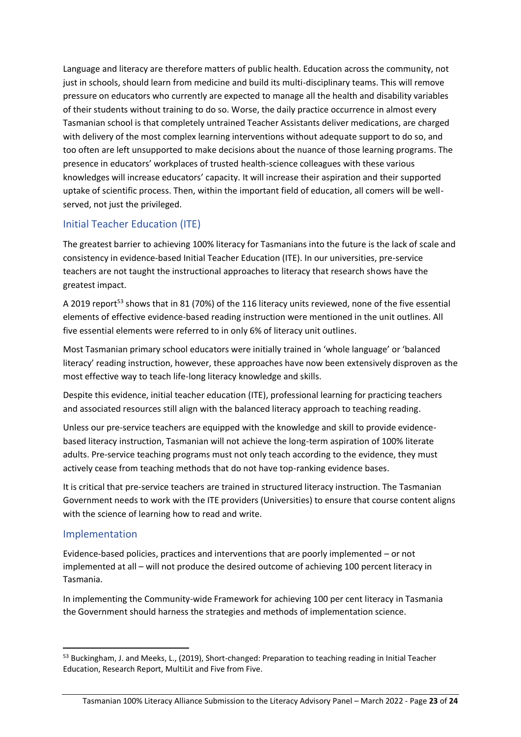Language and literacy are therefore matters of public health. Education across the community, not just in schools, should learn from medicine and build its multi-disciplinary teams. This will remove pressure on educators who currently are expected to manage all the health and disability variables of their students without training to do so. Worse, the daily practice occurrence in almost every Tasmanian school is that completely untrained Teacher Assistants deliver medications, are charged with delivery of the most complex learning interventions without adequate support to do so, and too often are left unsupported to make decisions about the nuance of those learning programs. The presence in educators' workplaces of trusted health-science colleagues with these various knowledges will increase educators' capacity. It will increase their aspiration and their supported uptake of scientific process. Then, within the important field of education, all comers will be well-served, not just the privileged.

## Initial Teacher Education (ITE)

The greatest barrier to achieving 100% literacy for Tasmanians into the future is the lack of scale and consistency in evidence-based Initial Teacher Education (ITE). In our universities, pre-service teachers are not taught the instructional approaches to literacy that research shows have the greatest impact.

A 2019 report[53] shows that in 81 (70%) of the 116 literacy units reviewed, none of the five essential elements of effective evidence-based reading instruction were mentioned in the unit outlines. All five essential elements were referred to in only 6% of literacy unit outlines.

Most Tasmanian primary school educators were initially trained in 'whole language' or 'balanced literacy' reading instruction, however, these approaches have now been extensively disproven as the most effective way to teach life-long literacy knowledge and skills.

Despite this evidence, initial teacher education (ITE), professional learning for practicing teachers and associated resources still align with the balanced literacy approach to teaching reading.

Unless our pre-service teachers are equipped with the knowledge and skill to provide evidence-based literacy instruction, Tasmanian will not achieve the long-term aspiration of 100% literate adults. Pre-service teaching programs must not only teach according to the evidence, they must actively cease from teaching methods that do not have top-ranking evidence bases.

It is critical that pre-service teachers are trained in structured literacy instruction. The Tasmanian Government needs to work with the ITE providers (Universities) to ensure that course content aligns with the science of learning how to read and write.

## Implementation

Evidence-based policies, practices and interventions that are poorly implemented – or not implemented at all – will not produce the desired outcome of achieving 100 percent literacy in Tasmania.

In implementing the Community-wide Framework for achieving 100 per cent literacy in Tasmania the Government should harness the strategies and methods of implementation science.

---

[53] Buckingham, J. and Meeks, L., (2019), Short-changed: Preparation to teaching reading in Initial Teacher Education, Research Report, MultiLit and Five from Five.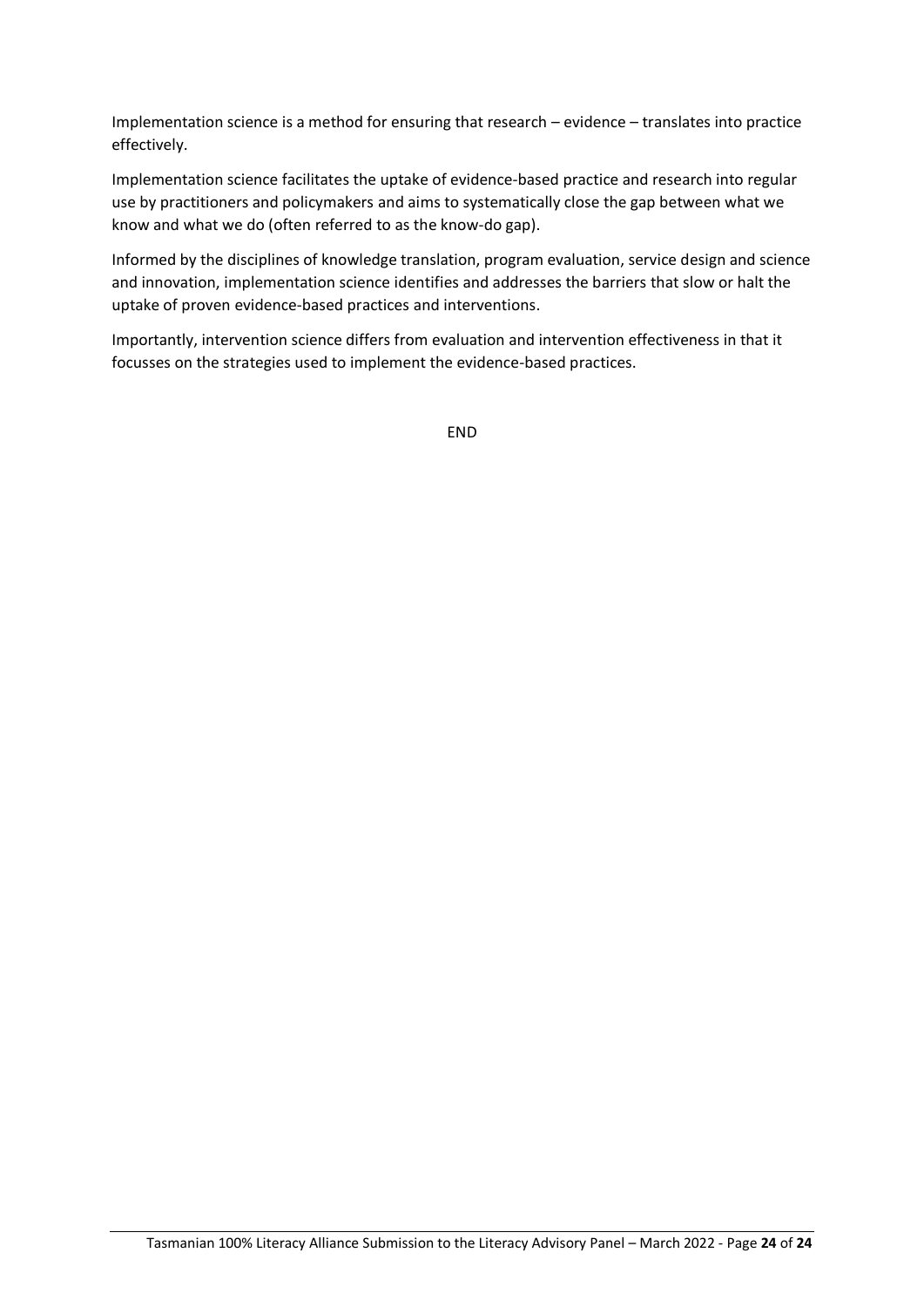Implementation science is a method for ensuring that research – evidence – translates into practice effectively.

Implementation science facilitates the uptake of evidence-based practice and research into regular use by practitioners and policymakers and aims to systematically close the gap between what we know and what we do (often referred to as the know-do gap).

Informed by the disciplines of knowledge translation, program evaluation, service design and science and innovation, implementation science identifies and addresses the barriers that slow or halt the uptake of proven evidence-based practices and interventions.

Importantly, intervention science differs from evaluation and intervention effectiveness in that it focusses on the strategies used to implement the evidence-based practices.

END